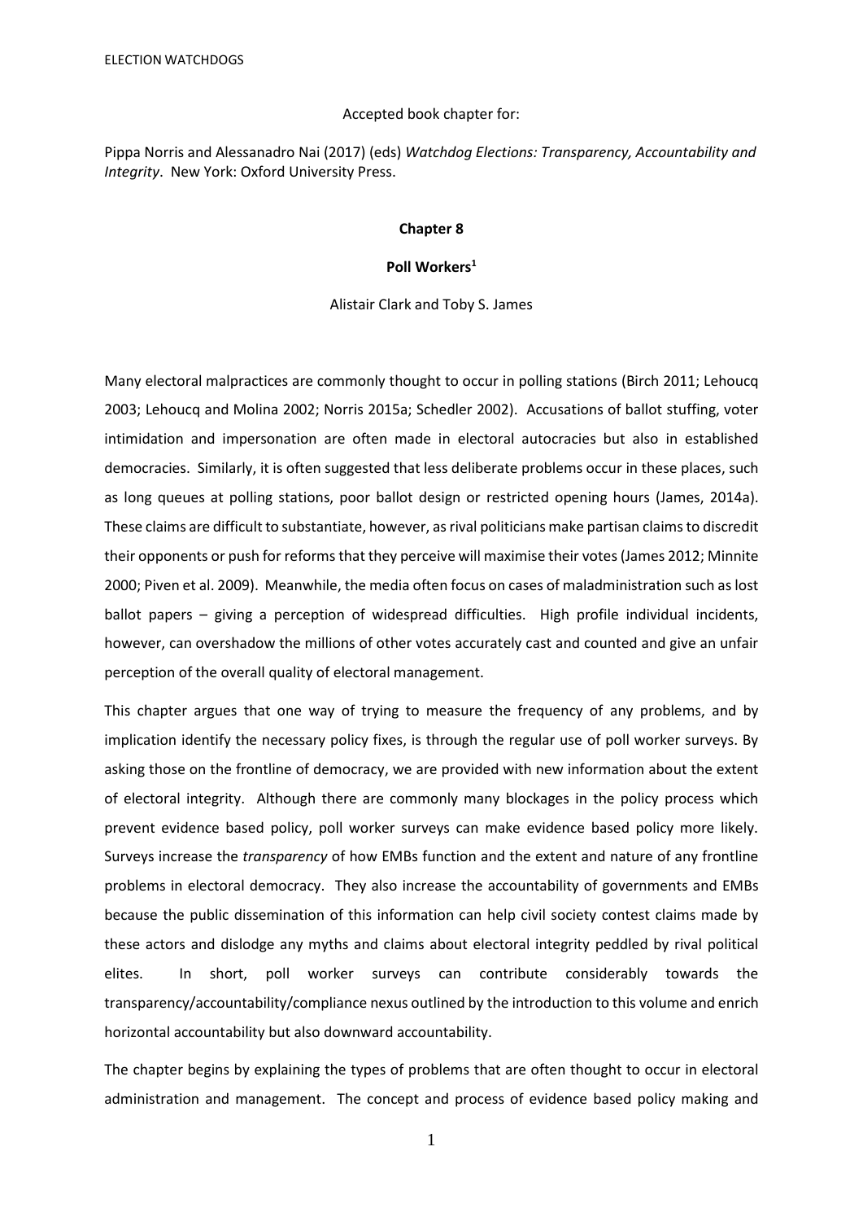Accepted book chapter for:

Pippa Norris and Alessanadro Nai (2017) (eds) *Watchdog Elections: Transparency, Accountability and Integrity*. New York: Oxford University Press.

**Chapter 8**

# Poll Workers[1]

Alistair Clark and Toby S. James

Many electoral malpractices are commonly thought to occur in polling stations (Birch 2011; Lehoucq 2003; Lehoucq and Molina 2002; Norris 2015a; Schedler 2002). Accusations of ballot stuffing, voter intimidation and impersonation are often made in electoral autocracies but also in established democracies. Similarly, it is often suggested that less deliberate problems occur in these places, such as long queues at polling stations, poor ballot design or restricted opening hours (James, 2014a). These claims are difficult to substantiate, however, as rival politicians make partisan claims to discredit their opponents or push for reforms that they perceive will maximise their votes (James 2012; Minnite 2000; Piven et al. 2009). Meanwhile, the media often focus on cases of maladministration such as lost ballot papers – giving a perception of widespread difficulties. High profile individual incidents, however, can overshadow the millions of other votes accurately cast and counted and give an unfair perception of the overall quality of electoral management.

This chapter argues that one way of trying to measure the frequency of any problems, and by implication identify the necessary policy fixes, is through the regular use of poll worker surveys. By asking those on the frontline of democracy, we are provided with new information about the extent of electoral integrity. Although there are commonly many blockages in the policy process which prevent evidence based policy, poll worker surveys can make evidence based policy more likely. Surveys increase the *transparency* of how EMBs function and the extent and nature of any frontline problems in electoral democracy. They also increase the accountability of governments and EMBs because the public dissemination of this information can help civil society contest claims made by these actors and dislodge any myths and claims about electoral integrity peddled by rival political elites. In short, poll worker surveys can contribute considerably towards the transparency/accountability/compliance nexus outlined by the introduction to this volume and enrich horizontal accountability but also downward accountability.

The chapter begins by explaining the types of problems that are often thought to occur in electoral administration and management. The concept and process of evidence based policy making and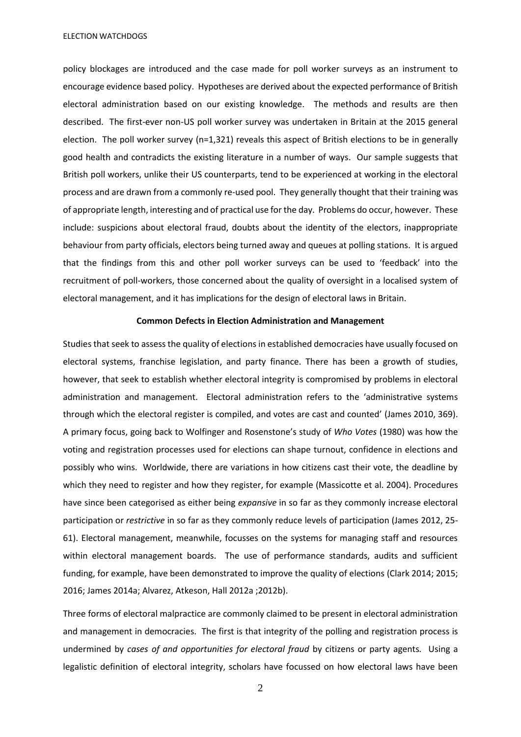policy blockages are introduced and the case made for poll worker surveys as an instrument to encourage evidence based policy. Hypotheses are derived about the expected performance of British electoral administration based on our existing knowledge. The methods and results are then described. The first-ever non-US poll worker survey was undertaken in Britain at the 2015 general election. The poll worker survey (n=1,321) reveals this aspect of British elections to be in generally good health and contradicts the existing literature in a number of ways. Our sample suggests that British poll workers, unlike their US counterparts, tend to be experienced at working in the electoral process and are drawn from a commonly re-used pool. They generally thought that their training was of appropriate length, interesting and of practical use for the day. Problems do occur, however. These include: suspicions about electoral fraud, doubts about the identity of the electors, inappropriate behaviour from party officials, electors being turned away and queues at polling stations. It is argued that the findings from this and other poll worker surveys can be used to 'feedback' into the recruitment of poll-workers, those concerned about the quality of oversight in a localised system of electoral management, and it has implications for the design of electoral laws in Britain.

**Common Defects in Election Administration and Management**

Studies that seek to assess the quality of elections in established democracies have usually focused on electoral systems, franchise legislation, and party finance. There has been a growth of studies, however, that seek to establish whether electoral integrity is compromised by problems in electoral administration and management. Electoral administration refers to the 'administrative systems through which the electoral register is compiled, and votes are cast and counted' (James 2010, 369). A primary focus, going back to Wolfinger and Rosenstone's study of *Who Votes* (1980) was how the voting and registration processes used for elections can shape turnout, confidence in elections and possibly who wins. Worldwide, there are variations in how citizens cast their vote, the deadline by which they need to register and how they register, for example (Massicotte et al. 2004). Procedures have since been categorised as either being *expansive* in so far as they commonly increase electoral participation or *restrictive* in so far as they commonly reduce levels of participation (James 2012, 25-61). Electoral management, meanwhile, focusses on the systems for managing staff and resources within electoral management boards. The use of performance standards, audits and sufficient funding, for example, have been demonstrated to improve the quality of elections (Clark 2014; 2015; 2016; James 2014a; Alvarez, Atkeson, Hall 2012a ;2012b).

Three forms of electoral malpractice are commonly claimed to be present in electoral administration and management in democracies. The first is that integrity of the polling and registration process is undermined by *cases of and opportunities for electoral fraud* by citizens or party agents. Using a legalistic definition of electoral integrity, scholars have focussed on how electoral laws have been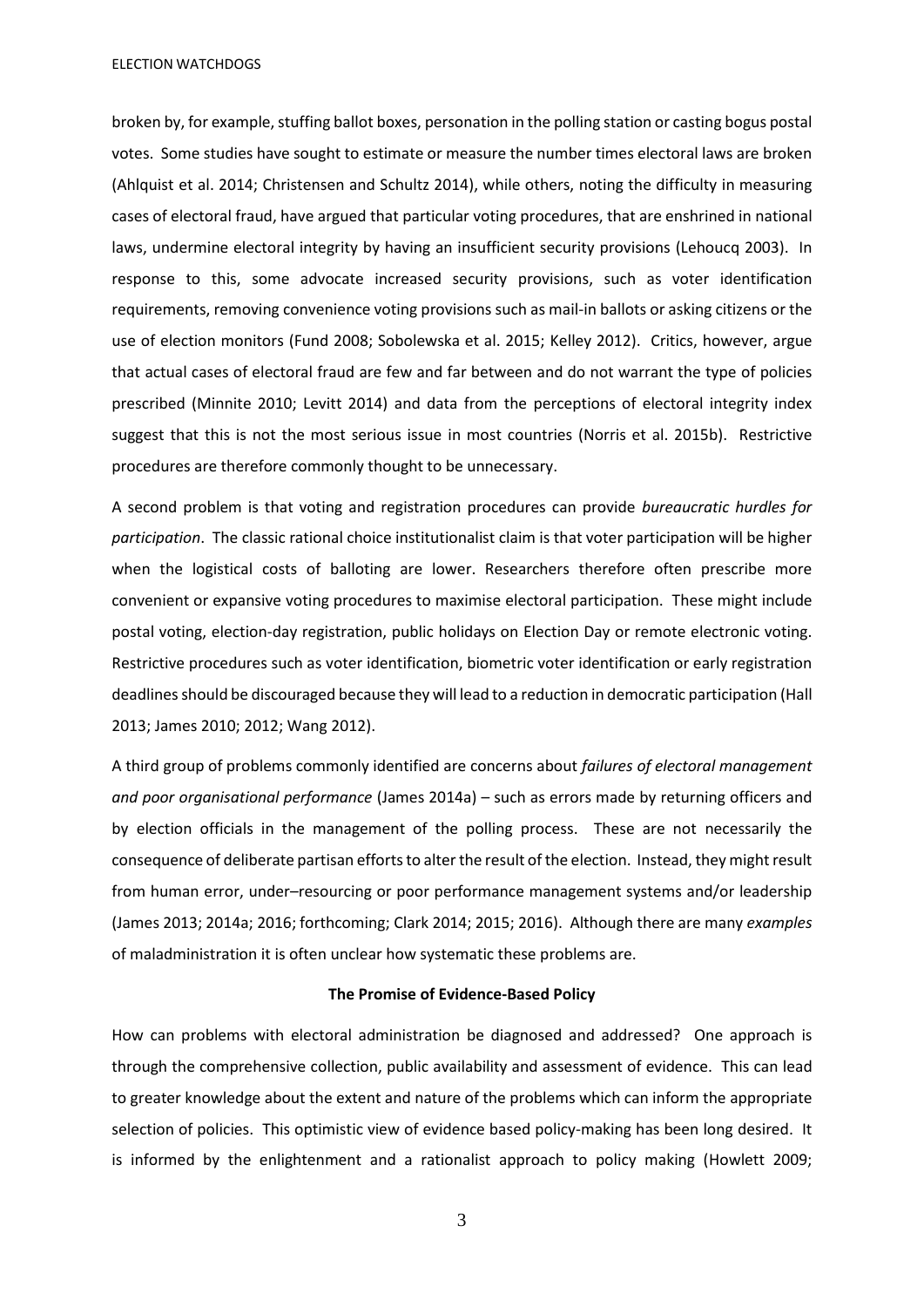broken by, for example, stuffing ballot boxes, personation in the polling station or casting bogus postal votes. Some studies have sought to estimate or measure the number times electoral laws are broken (Ahlquist et al. 2014; Christensen and Schultz 2014), while others, noting the difficulty in measuring cases of electoral fraud, have argued that particular voting procedures, that are enshrined in national laws, undermine electoral integrity by having an insufficient security provisions (Lehoucq 2003). In response to this, some advocate increased security provisions, such as voter identification requirements, removing convenience voting provisions such as mail-in ballots or asking citizens or the use of election monitors (Fund 2008; Sobolewska et al. 2015; Kelley 2012). Critics, however, argue that actual cases of electoral fraud are few and far between and do not warrant the type of policies prescribed (Minnite 2010; Levitt 2014) and data from the perceptions of electoral integrity index suggest that this is not the most serious issue in most countries (Norris et al. 2015b). Restrictive procedures are therefore commonly thought to be unnecessary.

A second problem is that voting and registration procedures can provide *bureaucratic hurdles for participation*. The classic rational choice institutionalist claim is that voter participation will be higher when the logistical costs of balloting are lower. Researchers therefore often prescribe more convenient or expansive voting procedures to maximise electoral participation. These might include postal voting, election-day registration, public holidays on Election Day or remote electronic voting. Restrictive procedures such as voter identification, biometric voter identification or early registration deadlines should be discouraged because they will lead to a reduction in democratic participation (Hall 2013; James 2010; 2012; Wang 2012).

A third group of problems commonly identified are concerns about *failures of electoral management and poor organisational performance* (James 2014a) – such as errors made by returning officers and by election officials in the management of the polling process. These are not necessarily the consequence of deliberate partisan efforts to alter the result of the election. Instead, they might result from human error, under–resourcing or poor performance management systems and/or leadership (James 2013; 2014a; 2016; forthcoming; Clark 2014; 2015; 2016). Although there are many *examples* of maladministration it is often unclear how systematic these problems are.

**The Promise of Evidence-Based Policy**

How can problems with electoral administration be diagnosed and addressed? One approach is through the comprehensive collection, public availability and assessment of evidence. This can lead to greater knowledge about the extent and nature of the problems which can inform the appropriate selection of policies. This optimistic view of evidence based policy-making has been long desired. It is informed by the enlightenment and a rationalist approach to policy making (Howlett 2009;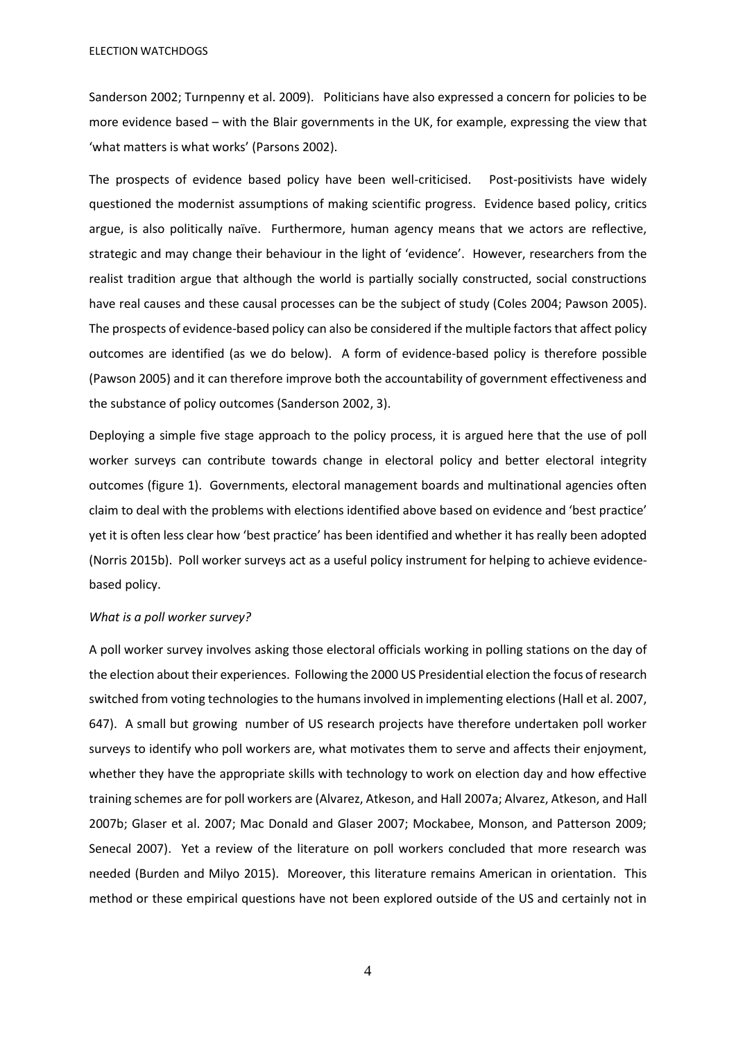Sanderson 2002; Turnpenny et al. 2009). Politicians have also expressed a concern for policies to be more evidence based – with the Blair governments in the UK, for example, expressing the view that 'what matters is what works' (Parsons 2002).

The prospects of evidence based policy have been well-criticised. Post-positivists have widely questioned the modernist assumptions of making scientific progress. Evidence based policy, critics argue, is also politically naïve. Furthermore, human agency means that we actors are reflective, strategic and may change their behaviour in the light of 'evidence'. However, researchers from the realist tradition argue that although the world is partially socially constructed, social constructions have real causes and these causal processes can be the subject of study (Coles 2004; Pawson 2005). The prospects of evidence-based policy can also be considered if the multiple factors that affect policy outcomes are identified (as we do below). A form of evidence-based policy is therefore possible (Pawson 2005) and it can therefore improve both the accountability of government effectiveness and the substance of policy outcomes (Sanderson 2002, 3).

Deploying a simple five stage approach to the policy process, it is argued here that the use of poll worker surveys can contribute towards change in electoral policy and better electoral integrity outcomes (figure 1). Governments, electoral management boards and multinational agencies often claim to deal with the problems with elections identified above based on evidence and 'best practice' yet it is often less clear how 'best practice' has been identified and whether it has really been adopted (Norris 2015b). Poll worker surveys act as a useful policy instrument for helping to achieve evidence-based policy.

*What is a poll worker survey?*

A poll worker survey involves asking those electoral officials working in polling stations on the day of the election about their experiences. Following the 2000 US Presidential election the focus of research switched from voting technologies to the humans involved in implementing elections (Hall et al. 2007, 647). A small but growing number of US research projects have therefore undertaken poll worker surveys to identify who poll workers are, what motivates them to serve and affects their enjoyment, whether they have the appropriate skills with technology to work on election day and how effective training schemes are for poll workers are (Alvarez, Atkeson, and Hall 2007a; Alvarez, Atkeson, and Hall 2007b; Glaser et al. 2007; Mac Donald and Glaser 2007; Mockabee, Monson, and Patterson 2009; Senecal 2007). Yet a review of the literature on poll workers concluded that more research was needed (Burden and Milyo 2015). Moreover, this literature remains American in orientation. This method or these empirical questions have not been explored outside of the US and certainly not in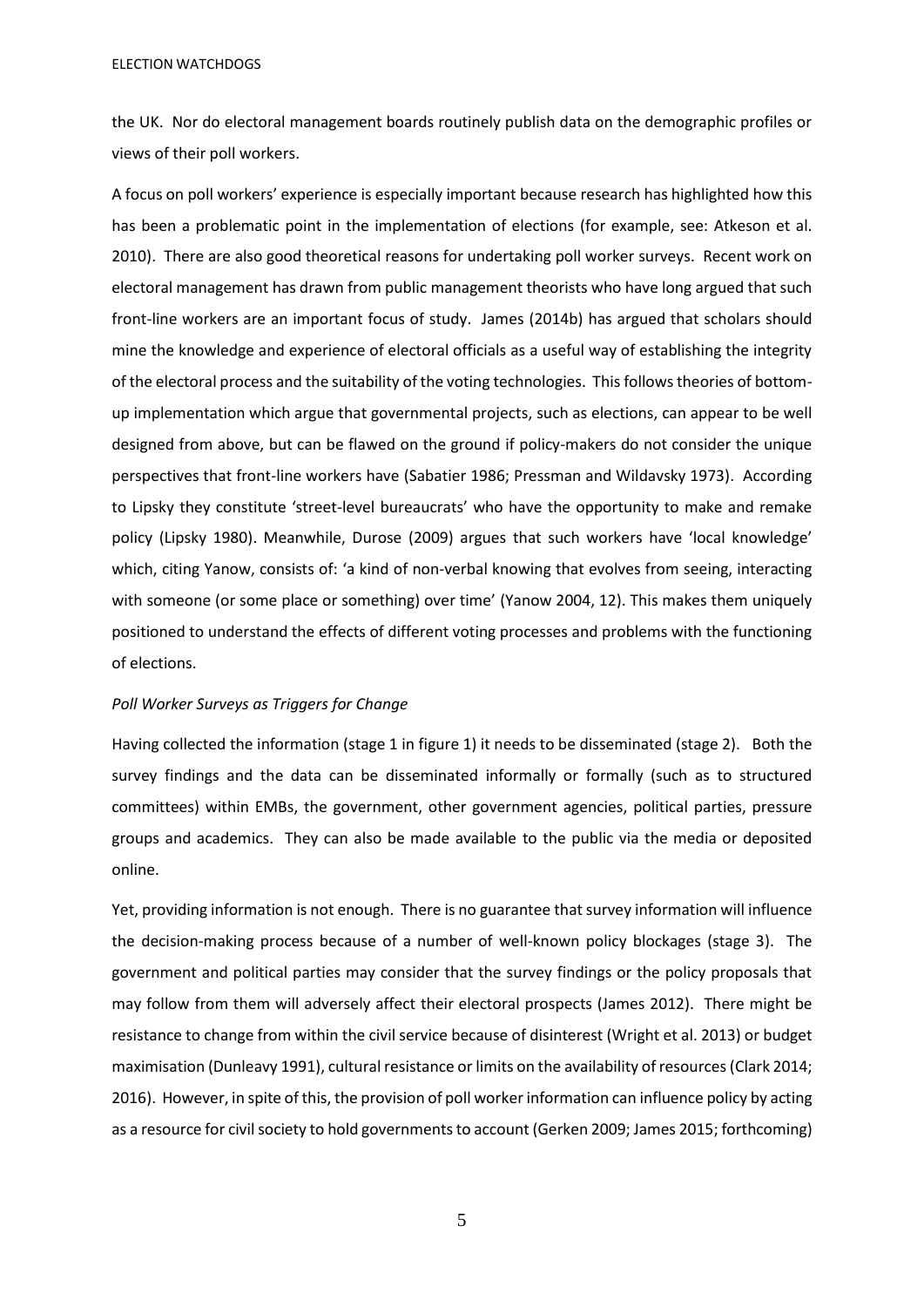the UK. Nor do electoral management boards routinely publish data on the demographic profiles or views of their poll workers.

A focus on poll workers' experience is especially important because research has highlighted how this has been a problematic point in the implementation of elections (for example, see: Atkeson et al. 2010). There are also good theoretical reasons for undertaking poll worker surveys. Recent work on electoral management has drawn from public management theorists who have long argued that such front-line workers are an important focus of study. James (2014b) has argued that scholars should mine the knowledge and experience of electoral officials as a useful way of establishing the integrity of the electoral process and the suitability of the voting technologies. This follows theories of bottom-up implementation which argue that governmental projects, such as elections, can appear to be well designed from above, but can be flawed on the ground if policy-makers do not consider the unique perspectives that front-line workers have (Sabatier 1986; Pressman and Wildavsky 1973). According to Lipsky they constitute 'street-level bureaucrats' who have the opportunity to make and remake policy (Lipsky 1980). Meanwhile, Durose (2009) argues that such workers have 'local knowledge' which, citing Yanow, consists of: 'a kind of non-verbal knowing that evolves from seeing, interacting with someone (or some place or something) over time' (Yanow 2004, 12). This makes them uniquely positioned to understand the effects of different voting processes and problems with the functioning of elections.

*Poll Worker Surveys as Triggers for Change*

Having collected the information (stage 1 in figure 1) it needs to be disseminated (stage 2). Both the survey findings and the data can be disseminated informally or formally (such as to structured committees) within EMBs, the government, other government agencies, political parties, pressure groups and academics. They can also be made available to the public via the media or deposited online.

Yet, providing information is not enough. There is no guarantee that survey information will influence the decision-making process because of a number of well-known policy blockages (stage 3). The government and political parties may consider that the survey findings or the policy proposals that may follow from them will adversely affect their electoral prospects (James 2012). There might be resistance to change from within the civil service because of disinterest (Wright et al. 2013) or budget maximisation (Dunleavy 1991), cultural resistance or limits on the availability of resources (Clark 2014; 2016). However, in spite of this, the provision of poll worker information can influence policy by acting as a resource for civil society to hold governments to account (Gerken 2009; James 2015; forthcoming)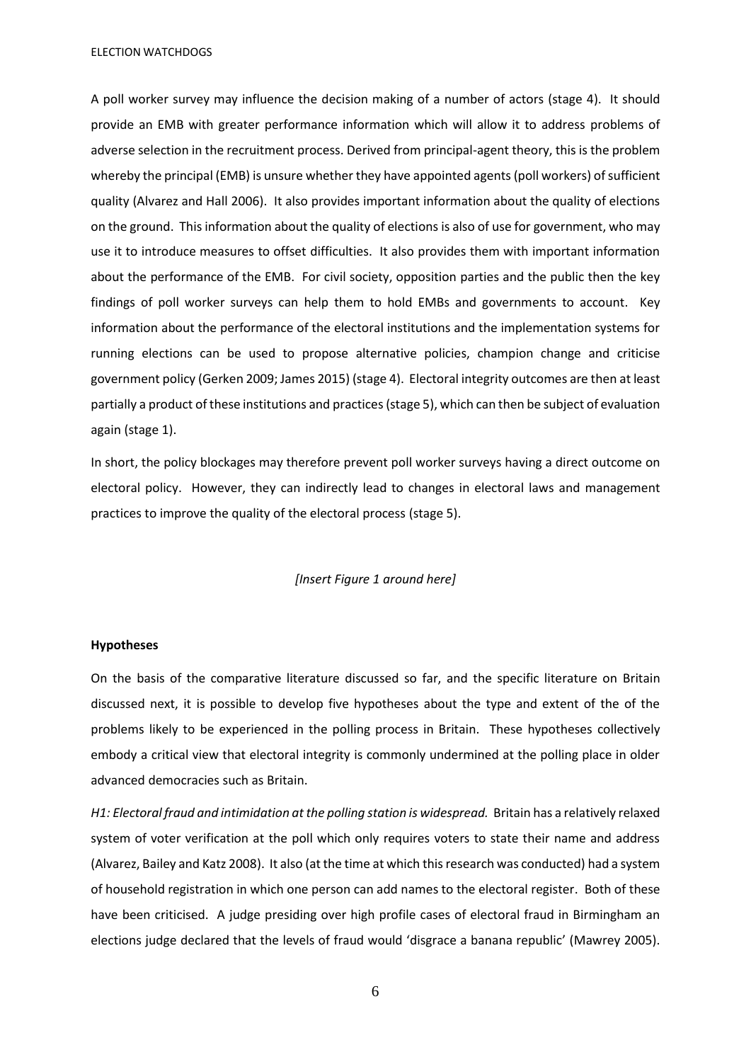A poll worker survey may influence the decision making of a number of actors (stage 4). It should provide an EMB with greater performance information which will allow it to address problems of adverse selection in the recruitment process. Derived from principal-agent theory, this is the problem whereby the principal (EMB) is unsure whether they have appointed agents (poll workers) of sufficient quality (Alvarez and Hall 2006). It also provides important information about the quality of elections on the ground. This information about the quality of elections is also of use for government, who may use it to introduce measures to offset difficulties. It also provides them with important information about the performance of the EMB. For civil society, opposition parties and the public then the key findings of poll worker surveys can help them to hold EMBs and governments to account. Key information about the performance of the electoral institutions and the implementation systems for running elections can be used to propose alternative policies, champion change and criticise government policy (Gerken 2009; James 2015) (stage 4). Electoral integrity outcomes are then at least partially a product of these institutions and practices (stage 5), which can then be subject of evaluation again (stage 1).

In short, the policy blockages may therefore prevent poll worker surveys having a direct outcome on electoral policy. However, they can indirectly lead to changes in electoral laws and management practices to improve the quality of the electoral process (stage 5).

*[Insert Figure 1 around here]*

**Hypotheses**

On the basis of the comparative literature discussed so far, and the specific literature on Britain discussed next, it is possible to develop five hypotheses about the type and extent of the of the problems likely to be experienced in the polling process in Britain. These hypotheses collectively embody a critical view that electoral integrity is commonly undermined at the polling place in older advanced democracies such as Britain.

*H1: Electoral fraud and intimidation at the polling station is widespread.* Britain has a relatively relaxed system of voter verification at the poll which only requires voters to state their name and address (Alvarez, Bailey and Katz 2008). It also (at the time at which this research was conducted) had a system of household registration in which one person can add names to the electoral register. Both of these have been criticised. A judge presiding over high profile cases of electoral fraud in Birmingham an elections judge declared that the levels of fraud would 'disgrace a banana republic' (Mawrey 2005).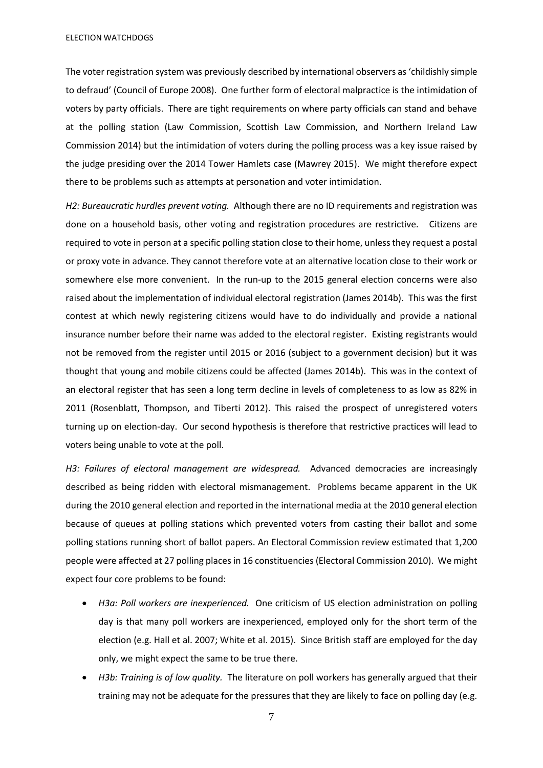The voter registration system was previously described by international observers as 'childishly simple to defraud' (Council of Europe 2008). One further form of electoral malpractice is the intimidation of voters by party officials. There are tight requirements on where party officials can stand and behave at the polling station (Law Commission, Scottish Law Commission, and Northern Ireland Law Commission 2014) but the intimidation of voters during the polling process was a key issue raised by the judge presiding over the 2014 Tower Hamlets case (Mawrey 2015). We might therefore expect there to be problems such as attempts at personation and voter intimidation.

*H2: Bureaucratic hurdles prevent voting.* Although there are no ID requirements and registration was done on a household basis, other voting and registration procedures are restrictive. Citizens are required to vote in person at a specific polling station close to their home, unless they request a postal or proxy vote in advance. They cannot therefore vote at an alternative location close to their work or somewhere else more convenient. In the run-up to the 2015 general election concerns were also raised about the implementation of individual electoral registration (James 2014b). This was the first contest at which newly registering citizens would have to do individually and provide a national insurance number before their name was added to the electoral register. Existing registrants would not be removed from the register until 2015 or 2016 (subject to a government decision) but it was thought that young and mobile citizens could be affected (James 2014b). This was in the context of an electoral register that has seen a long term decline in levels of completeness to as low as 82% in 2011 (Rosenblatt, Thompson, and Tiberti 2012). This raised the prospect of unregistered voters turning up on election-day. Our second hypothesis is therefore that restrictive practices will lead to voters being unable to vote at the poll.

*H3: Failures of electoral management are widespread.* Advanced democracies are increasingly described as being ridden with electoral mismanagement. Problems became apparent in the UK during the 2010 general election and reported in the international media at the 2010 general election because of queues at polling stations which prevented voters from casting their ballot and some polling stations running short of ballot papers. An Electoral Commission review estimated that 1,200 people were affected at 27 polling places in 16 constituencies (Electoral Commission 2010). We might expect four core problems to be found:

- *H3a: Poll workers are inexperienced.* One criticism of US election administration on polling day is that many poll workers are inexperienced, employed only for the short term of the election (e.g. Hall et al. 2007; White et al. 2015). Since British staff are employed for the day only, we might expect the same to be true there.
- *H3b: Training is of low quality.* The literature on poll workers has generally argued that their training may not be adequate for the pressures that they are likely to face on polling day (e.g.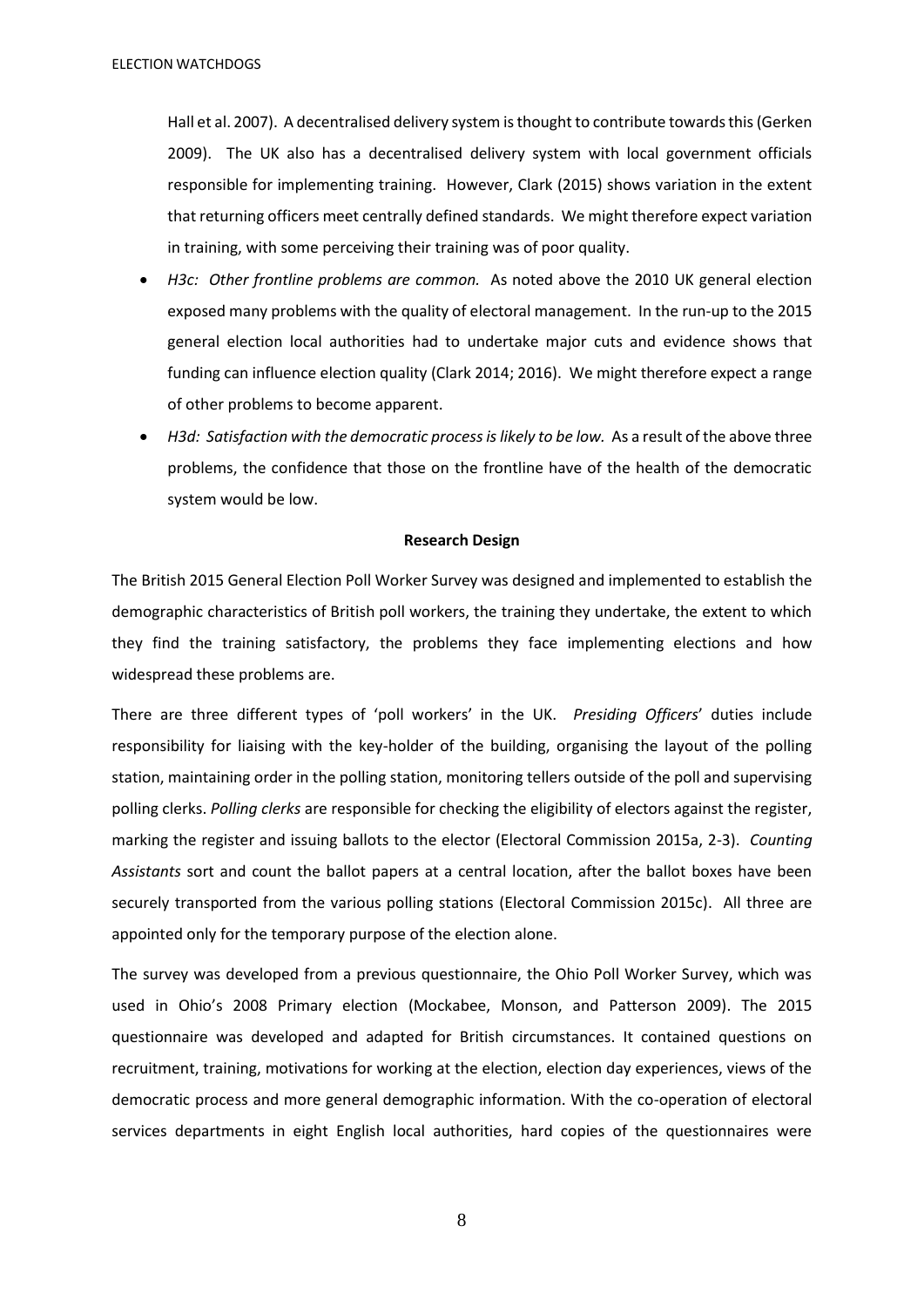Hall et al. 2007). A decentralised delivery system is thought to contribute towards this (Gerken 2009). The UK also has a decentralised delivery system with local government officials responsible for implementing training. However, Clark (2015) shows variation in the extent that returning officers meet centrally defined standards. We might therefore expect variation in training, with some perceiving their training was of poor quality.

- *H3c: Other frontline problems are common.* As noted above the 2010 UK general election exposed many problems with the quality of electoral management. In the run-up to the 2015 general election local authorities had to undertake major cuts and evidence shows that funding can influence election quality (Clark 2014; 2016). We might therefore expect a range of other problems to become apparent.
- *H3d: Satisfaction with the democratic process is likely to be low.* As a result of the above three problems, the confidence that those on the frontline have of the health of the democratic system would be low.

**Research Design**

The British 2015 General Election Poll Worker Survey was designed and implemented to establish the demographic characteristics of British poll workers, the training they undertake, the extent to which they find the training satisfactory, the problems they face implementing elections and how widespread these problems are.

There are three different types of 'poll workers' in the UK. *Presiding Officers*' duties include responsibility for liaising with the key-holder of the building, organising the layout of the polling station, maintaining order in the polling station, monitoring tellers outside of the poll and supervising polling clerks. *Polling clerks* are responsible for checking the eligibility of electors against the register, marking the register and issuing ballots to the elector (Electoral Commission 2015a, 2-3). *Counting Assistants* sort and count the ballot papers at a central location, after the ballot boxes have been securely transported from the various polling stations (Electoral Commission 2015c). All three are appointed only for the temporary purpose of the election alone.

The survey was developed from a previous questionnaire, the Ohio Poll Worker Survey, which was used in Ohio's 2008 Primary election (Mockabee, Monson, and Patterson 2009). The 2015 questionnaire was developed and adapted for British circumstances. It contained questions on recruitment, training, motivations for working at the election, election day experiences, views of the democratic process and more general demographic information. With the co-operation of electoral services departments in eight English local authorities, hard copies of the questionnaires were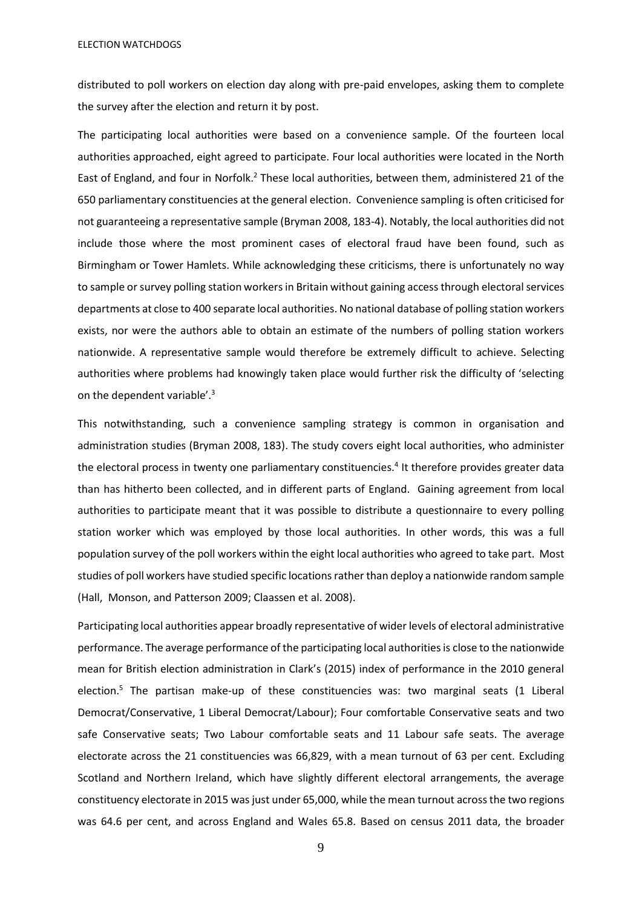distributed to poll workers on election day along with pre-paid envelopes, asking them to complete the survey after the election and return it by post.

The participating local authorities were based on a convenience sample. Of the fourteen local authorities approached, eight agreed to participate. Four local authorities were located in the North East of England, and four in Norfolk.[2] These local authorities, between them, administered 21 of the 650 parliamentary constituencies at the general election. Convenience sampling is often criticised for not guaranteeing a representative sample (Bryman 2008, 183-4). Notably, the local authorities did not include those where the most prominent cases of electoral fraud have been found, such as Birmingham or Tower Hamlets. While acknowledging these criticisms, there is unfortunately no way to sample or survey polling station workers in Britain without gaining access through electoral services departments at close to 400 separate local authorities. No national database of polling station workers exists, nor were the authors able to obtain an estimate of the numbers of polling station workers nationwide. A representative sample would therefore be extremely difficult to achieve. Selecting authorities where problems had knowingly taken place would further risk the difficulty of 'selecting on the dependent variable'.[3]

This notwithstanding, such a convenience sampling strategy is common in organisation and administration studies (Bryman 2008, 183). The study covers eight local authorities, who administer the electoral process in twenty one parliamentary constituencies.[4] It therefore provides greater data than has hitherto been collected, and in different parts of England. Gaining agreement from local authorities to participate meant that it was possible to distribute a questionnaire to every polling station worker which was employed by those local authorities. In other words, this was a full population survey of the poll workers within the eight local authorities who agreed to take part. Most studies of poll workers have studied specific locations rather than deploy a nationwide random sample (Hall, Monson, and Patterson 2009; Claassen et al. 2008).

Participating local authorities appear broadly representative of wider levels of electoral administrative performance. The average performance of the participating local authorities is close to the nationwide mean for British election administration in Clark's (2015) index of performance in the 2010 general election.[5] The partisan make-up of these constituencies was: two marginal seats (1 Liberal Democrat/Conservative, 1 Liberal Democrat/Labour); Four comfortable Conservative seats and two safe Conservative seats; Two Labour comfortable seats and 11 Labour safe seats. The average electorate across the 21 constituencies was 66,829, with a mean turnout of 63 per cent. Excluding Scotland and Northern Ireland, which have slightly different electoral arrangements, the average constituency electorate in 2015 was just under 65,000, while the mean turnout across the two regions was 64.6 per cent, and across England and Wales 65.8. Based on census 2011 data, the broader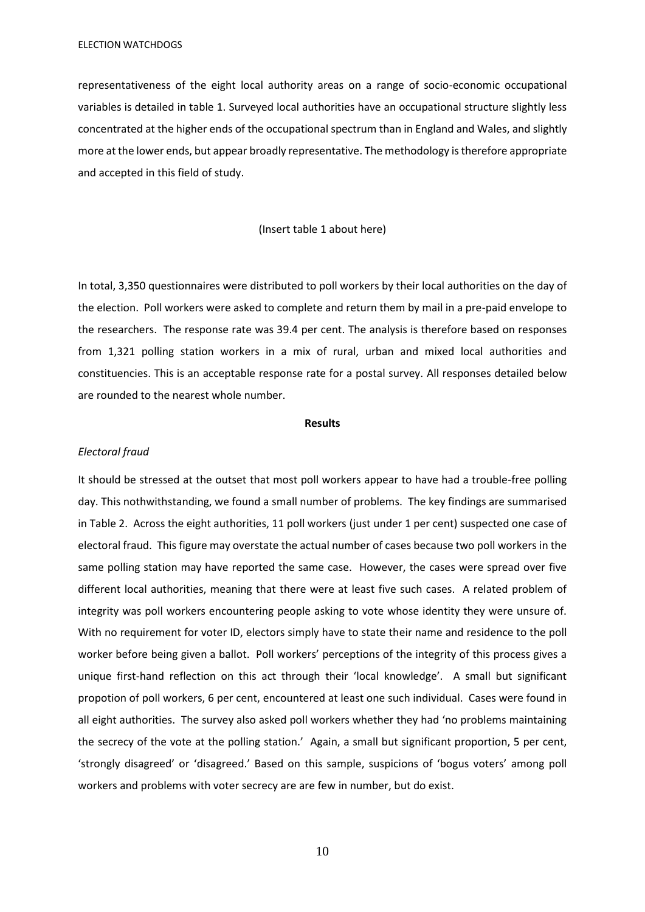representativeness of the eight local authority areas on a range of socio-economic occupational variables is detailed in table 1. Surveyed local authorities have an occupational structure slightly less concentrated at the higher ends of the occupational spectrum than in England and Wales, and slightly more at the lower ends, but appear broadly representative. The methodology is therefore appropriate and accepted in this field of study.

(Insert table 1 about here)

In total, 3,350 questionnaires were distributed to poll workers by their local authorities on the day of the election. Poll workers were asked to complete and return them by mail in a pre-paid envelope to the researchers. The response rate was 39.4 per cent. The analysis is therefore based on responses from 1,321 polling station workers in a mix of rural, urban and mixed local authorities and constituencies. This is an acceptable response rate for a postal survey. All responses detailed below are rounded to the nearest whole number.

**Results**

*Electoral fraud*

It should be stressed at the outset that most poll workers appear to have had a trouble-free polling day. This nothwithstanding, we found a small number of problems. The key findings are summarised in Table 2. Across the eight authorities, 11 poll workers (just under 1 per cent) suspected one case of electoral fraud. This figure may overstate the actual number of cases because two poll workers in the same polling station may have reported the same case. However, the cases were spread over five different local authorities, meaning that there were at least five such cases. A related problem of integrity was poll workers encountering people asking to vote whose identity they were unsure of. With no requirement for voter ID, electors simply have to state their name and residence to the poll worker before being given a ballot. Poll workers' perceptions of the integrity of this process gives a unique first-hand reflection on this act through their 'local knowledge'. A small but significant propotion of poll workers, 6 per cent, encountered at least one such individual. Cases were found in all eight authorities. The survey also asked poll workers whether they had 'no problems maintaining the secrecy of the vote at the polling station.' Again, a small but significant proportion, 5 per cent, 'strongly disagreed' or 'disagreed.' Based on this sample, suspicions of 'bogus voters' among poll workers and problems with voter secrecy are are few in number, but do exist.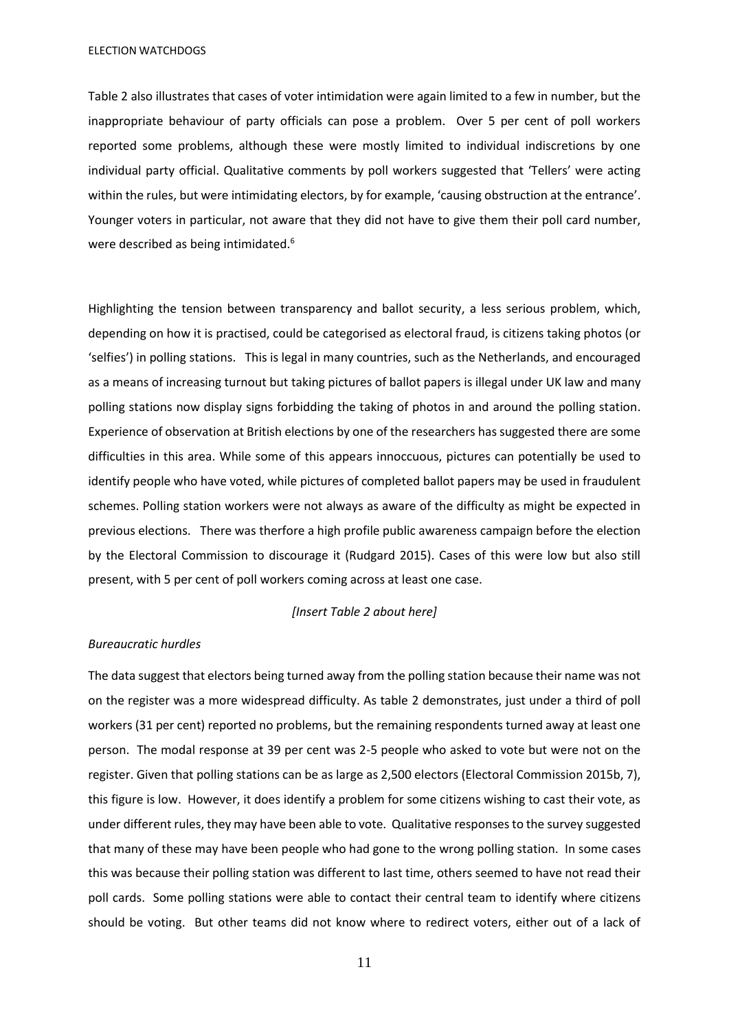Table 2 also illustrates that cases of voter intimidation were again limited to a few in number, but the inappropriate behaviour of party officials can pose a problem. Over 5 per cent of poll workers reported some problems, although these were mostly limited to individual indiscretions by one individual party official. Qualitative comments by poll workers suggested that 'Tellers' were acting within the rules, but were intimidating electors, by for example, 'causing obstruction at the entrance'. Younger voters in particular, not aware that they did not have to give them their poll card number, were described as being intimidated.[6]

Highlighting the tension between transparency and ballot security, a less serious problem, which, depending on how it is practised, could be categorised as electoral fraud, is citizens taking photos (or 'selfies') in polling stations. This is legal in many countries, such as the Netherlands, and encouraged as a means of increasing turnout but taking pictures of ballot papers is illegal under UK law and many polling stations now display signs forbidding the taking of photos in and around the polling station. Experience of observation at British elections by one of the researchers has suggested there are some difficulties in this area. While some of this appears innoccuous, pictures can potentially be used to identify people who have voted, while pictures of completed ballot papers may be used in fraudulent schemes. Polling station workers were not always as aware of the difficulty as might be expected in previous elections. There was therfore a high profile public awareness campaign before the election by the Electoral Commission to discourage it (Rudgard 2015). Cases of this were low but also still present, with 5 per cent of poll workers coming across at least one case.

*[Insert Table 2 about here]*

*Bureaucratic hurdles*

The data suggest that electors being turned away from the polling station because their name was not on the register was a more widespread difficulty. As table 2 demonstrates, just under a third of poll workers (31 per cent) reported no problems, but the remaining respondents turned away at least one person. The modal response at 39 per cent was 2-5 people who asked to vote but were not on the register. Given that polling stations can be as large as 2,500 electors (Electoral Commission 2015b, 7), this figure is low. However, it does identify a problem for some citizens wishing to cast their vote, as under different rules, they may have been able to vote. Qualitative responses to the survey suggested that many of these may have been people who had gone to the wrong polling station. In some cases this was because their polling station was different to last time, others seemed to have not read their poll cards. Some polling stations were able to contact their central team to identify where citizens should be voting. But other teams did not know where to redirect voters, either out of a lack of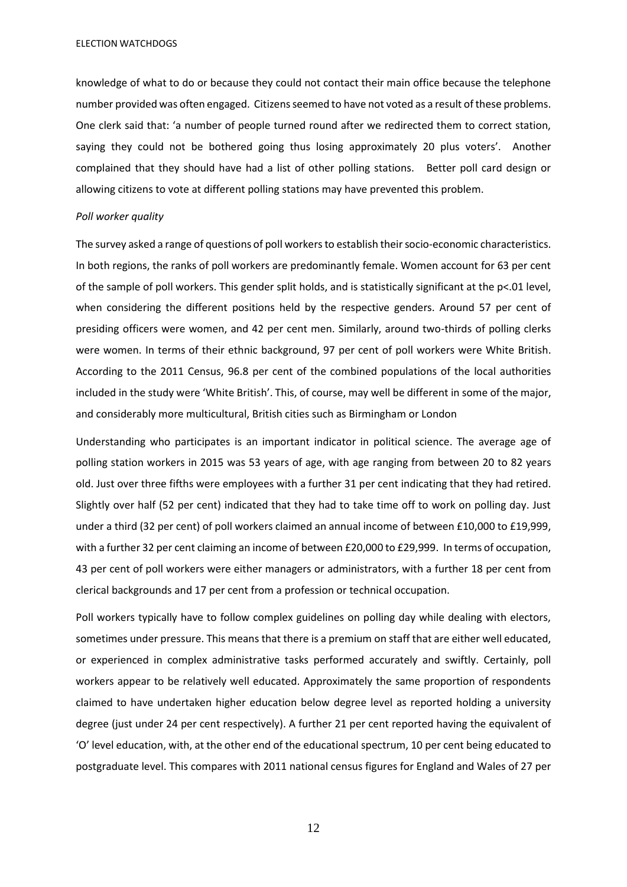knowledge of what to do or because they could not contact their main office because the telephone number provided was often engaged. Citizens seemed to have not voted as a result of these problems. One clerk said that: 'a number of people turned round after we redirected them to correct station, saying they could not be bothered going thus losing approximately 20 plus voters'. Another complained that they should have had a list of other polling stations. Better poll card design or allowing citizens to vote at different polling stations may have prevented this problem.

*Poll worker quality*

The survey asked a range of questions of poll workers to establish their socio-economic characteristics. In both regions, the ranks of poll workers are predominantly female. Women account for 63 per cent of the sample of poll workers. This gender split holds, and is statistically significant at the $p<.01$ level, when considering the different positions held by the respective genders. Around 57 per cent of presiding officers were women, and 42 per cent men. Similarly, around two-thirds of polling clerks were women. In terms of their ethnic background, 97 per cent of poll workers were White British. According to the 2011 Census, 96.8 per cent of the combined populations of the local authorities included in the study were 'White British'. This, of course, may well be different in some of the major, and considerably more multicultural, British cities such as Birmingham or London

Understanding who participates is an important indicator in political science. The average age of polling station workers in 2015 was 53 years of age, with age ranging from between 20 to 82 years old. Just over three fifths were employees with a further 31 per cent indicating that they had retired. Slightly over half (52 per cent) indicated that they had to take time off to work on polling day. Just under a third (32 per cent) of poll workers claimed an annual income of between £10,000 to £19,999, with a further 32 per cent claiming an income of between £20,000 to £29,999. In terms of occupation, 43 per cent of poll workers were either managers or administrators, with a further 18 per cent from clerical backgrounds and 17 per cent from a profession or technical occupation.

Poll workers typically have to follow complex guidelines on polling day while dealing with electors, sometimes under pressure. This means that there is a premium on staff that are either well educated, or experienced in complex administrative tasks performed accurately and swiftly. Certainly, poll workers appear to be relatively well educated. Approximately the same proportion of respondents claimed to have undertaken higher education below degree level as reported holding a university degree (just under 24 per cent respectively). A further 21 per cent reported having the equivalent of 'O' level education, with, at the other end of the educational spectrum, 10 per cent being educated to postgraduate level. This compares with 2011 national census figures for England and Wales of 27 per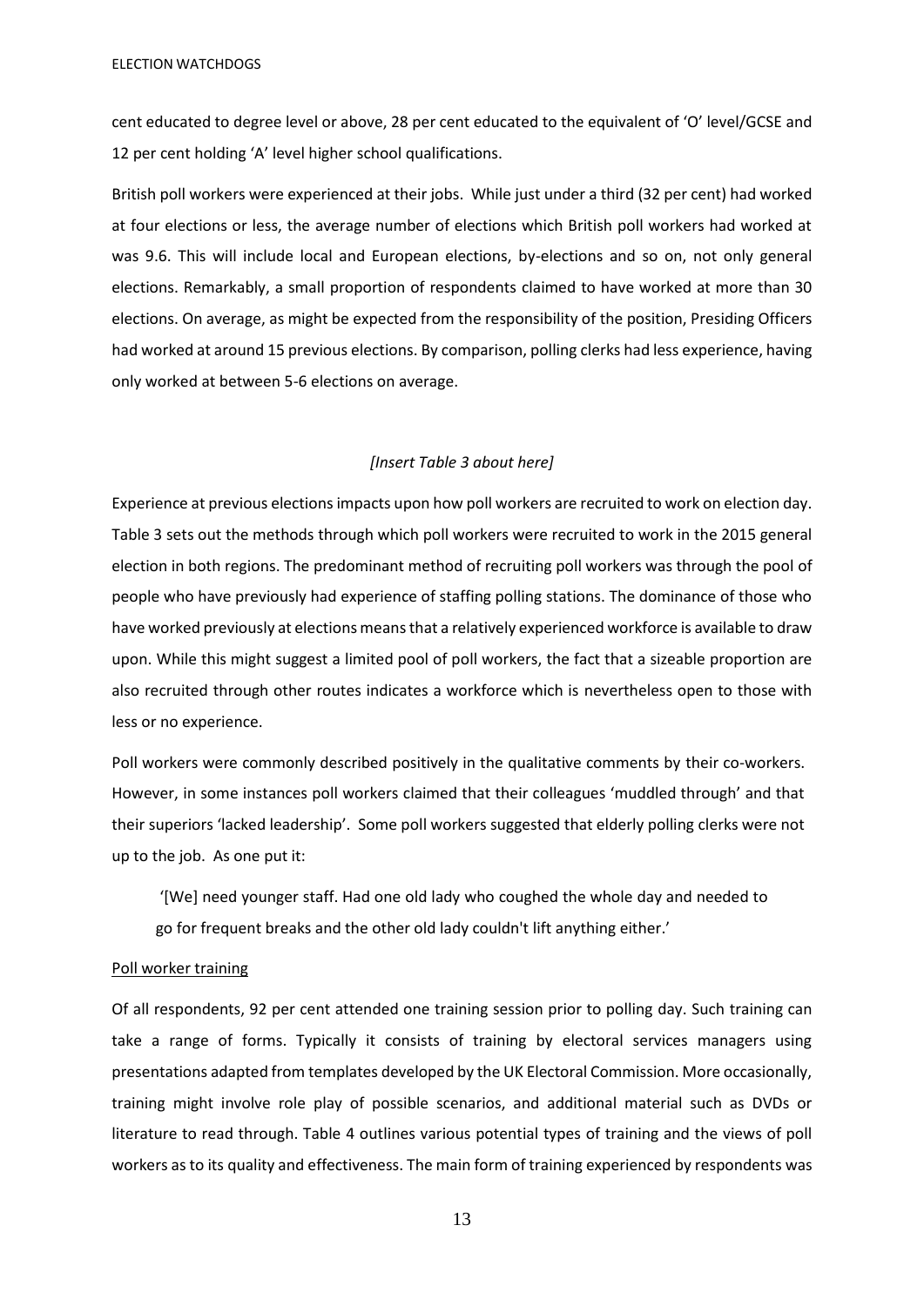cent educated to degree level or above, 28 per cent educated to the equivalent of 'O' level/GCSE and 12 per cent holding 'A' level higher school qualifications.

British poll workers were experienced at their jobs. While just under a third (32 per cent) had worked at four elections or less, the average number of elections which British poll workers had worked at was 9.6. This will include local and European elections, by-elections and so on, not only general elections. Remarkably, a small proportion of respondents claimed to have worked at more than 30 elections. On average, as might be expected from the responsibility of the position, Presiding Officers had worked at around 15 previous elections. By comparison, polling clerks had less experience, having only worked at between 5-6 elections on average.

*[Insert Table 3 about here]*

Experience at previous elections impacts upon how poll workers are recruited to work on election day. Table 3 sets out the methods through which poll workers were recruited to work in the 2015 general election in both regions. The predominant method of recruiting poll workers was through the pool of people who have previously had experience of staffing polling stations. The dominance of those who have worked previously at elections means that a relatively experienced workforce is available to draw upon. While this might suggest a limited pool of poll workers, the fact that a sizeable proportion are also recruited through other routes indicates a workforce which is nevertheless open to those with less or no experience.

Poll workers were commonly described positively in the qualitative comments by their co-workers. However, in some instances poll workers claimed that their colleagues 'muddled through' and that their superiors 'lacked leadership'. Some poll workers suggested that elderly polling clerks were not up to the job. As one put it:

> '[We] need younger staff. Had one old lady who coughed the whole day and needed to go for frequent breaks and the other old lady couldn't lift anything either.'

Poll worker training

Of all respondents, 92 per cent attended one training session prior to polling day. Such training can take a range of forms. Typically it consists of training by electoral services managers using presentations adapted from templates developed by the UK Electoral Commission. More occasionally, training might involve role play of possible scenarios, and additional material such as DVDs or literature to read through. Table 4 outlines various potential types of training and the views of poll workers as to its quality and effectiveness. The main form of training experienced by respondents was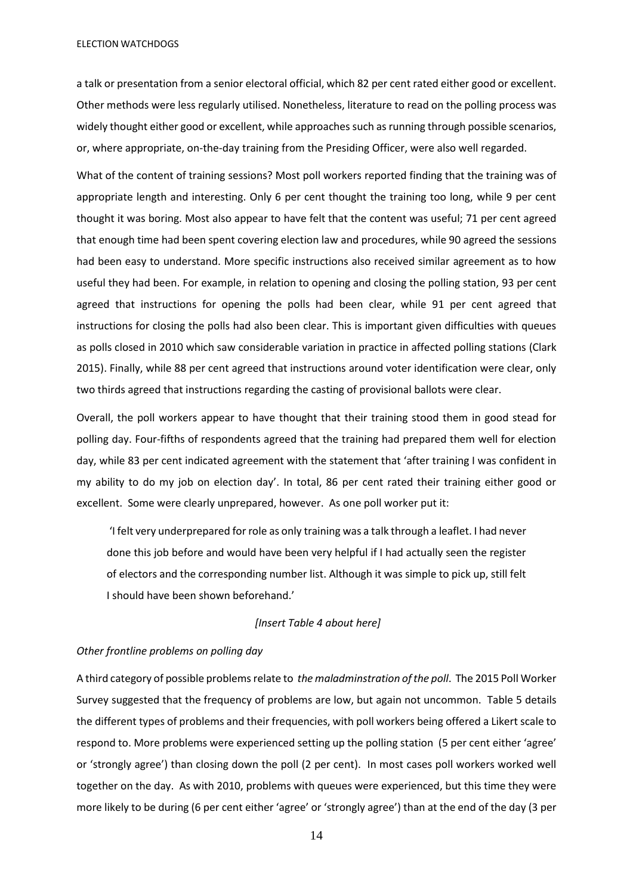a talk or presentation from a senior electoral official, which 82 per cent rated either good or excellent. Other methods were less regularly utilised. Nonetheless, literature to read on the polling process was widely thought either good or excellent, while approaches such as running through possible scenarios, or, where appropriate, on-the-day training from the Presiding Officer, were also well regarded.

What of the content of training sessions? Most poll workers reported finding that the training was of appropriate length and interesting. Only 6 per cent thought the training too long, while 9 per cent thought it was boring. Most also appear to have felt that the content was useful; 71 per cent agreed that enough time had been spent covering election law and procedures, while 90 agreed the sessions had been easy to understand. More specific instructions also received similar agreement as to how useful they had been. For example, in relation to opening and closing the polling station, 93 per cent agreed that instructions for opening the polls had been clear, while 91 per cent agreed that instructions for closing the polls had also been clear. This is important given difficulties with queues as polls closed in 2010 which saw considerable variation in practice in affected polling stations (Clark 2015). Finally, while 88 per cent agreed that instructions around voter identification were clear, only two thirds agreed that instructions regarding the casting of provisional ballots were clear.

Overall, the poll workers appear to have thought that their training stood them in good stead for polling day. Four-fifths of respondents agreed that the training had prepared them well for election day, while 83 per cent indicated agreement with the statement that 'after training I was confident in my ability to do my job on election day'. In total, 86 per cent rated their training either good or excellent. Some were clearly unprepared, however. As one poll worker put it:

> 'I felt very underprepared for role as only training was a talk through a leaflet. I had never done this job before and would have been very helpful if I had actually seen the register of electors and the corresponding number list. Although it was simple to pick up, still felt I should have been shown beforehand.'

*[Insert Table 4 about here]*

*Other frontline problems on polling day*

A third category of possible problems relate to *the maladminstration of the poll*. The 2015 Poll Worker Survey suggested that the frequency of problems are low, but again not uncommon. Table 5 details the different types of problems and their frequencies, with poll workers being offered a Likert scale to respond to. More problems were experienced setting up the polling station (5 per cent either 'agree' or 'strongly agree') than closing down the poll (2 per cent). In most cases poll workers worked well together on the day. As with 2010, problems with queues were experienced, but this time they were more likely to be during (6 per cent either 'agree' or 'strongly agree') than at the end of the day (3 per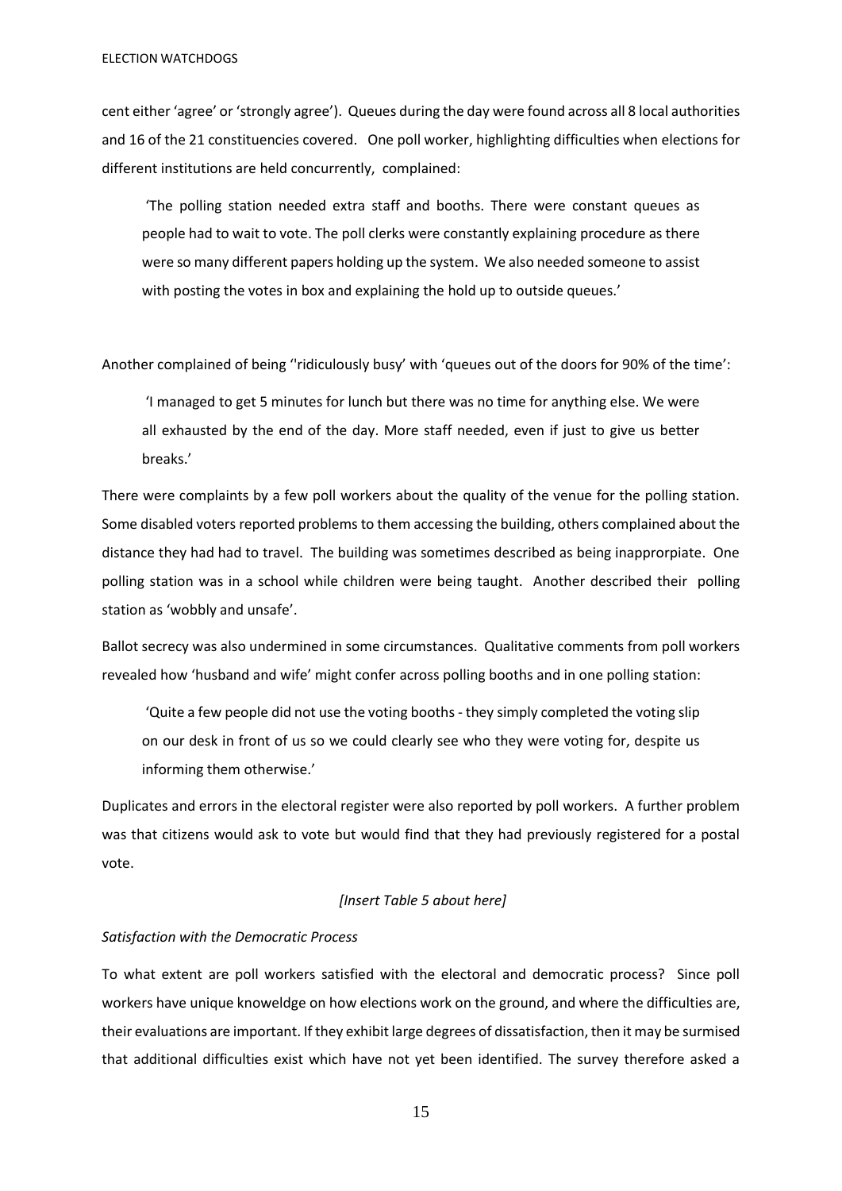cent either 'agree' or 'strongly agree'). Queues during the day were found across all 8 local authorities and 16 of the 21 constituencies covered. One poll worker, highlighting difficulties when elections for different institutions are held concurrently, complained:

> 'The polling station needed extra staff and booths. There were constant queues as people had to wait to vote. The poll clerks were constantly explaining procedure as there were so many different papers holding up the system. We also needed someone to assist with posting the votes in box and explaining the hold up to outside queues.'

Another complained of being ''ridiculously busy' with 'queues out of the doors for 90% of the time':

> 'I managed to get 5 minutes for lunch but there was no time for anything else. We were all exhausted by the end of the day. More staff needed, even if just to give us better breaks.'

There were complaints by a few poll workers about the quality of the venue for the polling station. Some disabled voters reported problems to them accessing the building, others complained about the distance they had had to travel. The building was sometimes described as being inapprorpiate. One polling station was in a school while children were being taught. Another described their polling station as 'wobbly and unsafe'.

Ballot secrecy was also undermined in some circumstances. Qualitative comments from poll workers revealed how 'husband and wife' might confer across polling booths and in one polling station:

> 'Quite a few people did not use the voting booths - they simply completed the voting slip on our desk in front of us so we could clearly see who they were voting for, despite us informing them otherwise.'

Duplicates and errors in the electoral register were also reported by poll workers. A further problem was that citizens would ask to vote but would find that they had previously registered for a postal vote.

*[Insert Table 5 about here]*

*Satisfaction with the Democratic Process*

To what extent are poll workers satisfied with the electoral and democratic process? Since poll workers have unique knoweldge on how elections work on the ground, and where the difficulties are, their evaluations are important. If they exhibit large degrees of dissatisfaction, then it may be surmised that additional difficulties exist which have not yet been identified. The survey therefore asked a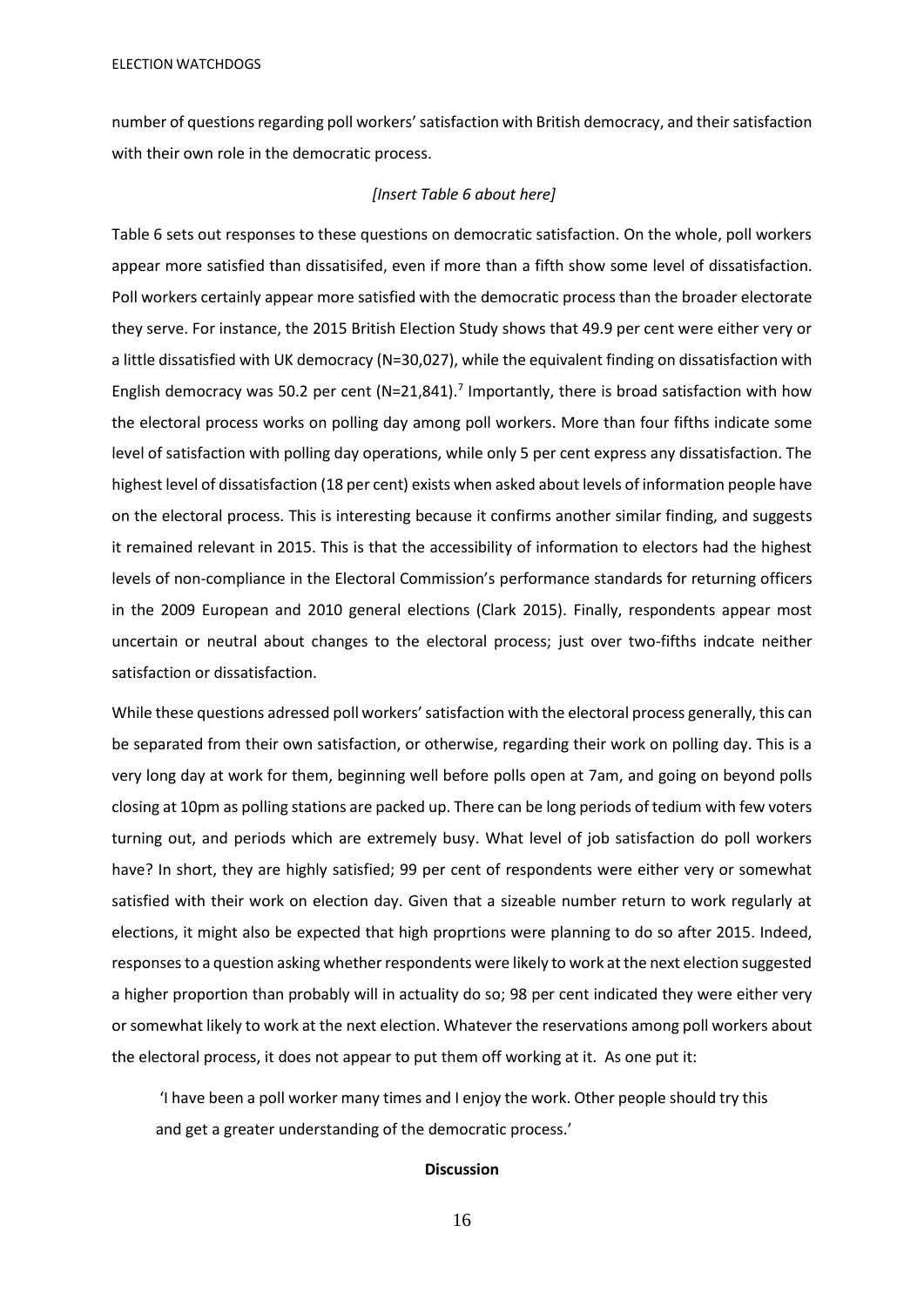number of questions regarding poll workers' satisfaction with British democracy, and their satisfaction with their own role in the democratic process.

*[Insert Table 6 about here]*

Table 6 sets out responses to these questions on democratic satisfaction. On the whole, poll workers appear more satisfied than dissatisifed, even if more than a fifth show some level of dissatisfaction. Poll workers certainly appear more satisfied with the democratic process than the broader electorate they serve. For instance, the 2015 British Election Study shows that 49.9 per cent were either very or a little dissatisfied with UK democracy (N=30,027), while the equivalent finding on dissatisfaction with English democracy was 50.2 per cent (N=21,841).[7] Importantly, there is broad satisfaction with how the electoral process works on polling day among poll workers. More than four fifths indicate some level of satisfaction with polling day operations, while only 5 per cent express any dissatisfaction. The highest level of dissatisfaction (18 per cent) exists when asked about levels of information people have on the electoral process. This is interesting because it confirms another similar finding, and suggests it remained relevant in 2015. This is that the accessibility of information to electors had the highest levels of non-compliance in the Electoral Commission's performance standards for returning officers in the 2009 European and 2010 general elections (Clark 2015). Finally, respondents appear most uncertain or neutral about changes to the electoral process; just over two-fifths indcate neither satisfaction or dissatisfaction.

While these questions adressed poll workers' satisfaction with the electoral process generally, this can be separated from their own satisfaction, or otherwise, regarding their work on polling day. This is a very long day at work for them, beginning well before polls open at 7am, and going on beyond polls closing at 10pm as polling stations are packed up. There can be long periods of tedium with few voters turning out, and periods which are extremely busy. What level of job satisfaction do poll workers have? In short, they are highly satisfied; 99 per cent of respondents were either very or somewhat satisfied with their work on election day. Given that a sizeable number return to work regularly at elections, it might also be expected that high proprtions were planning to do so after 2015. Indeed, responses to a question asking whether respondents were likely to work at the next election suggested a higher proportion than probably will in actuality do so; 98 per cent indicated they were either very or somewhat likely to work at the next election. Whatever the reservations among poll workers about the electoral process, it does not appear to put them off working at it. As one put it:

> 'I have been a poll worker many times and I enjoy the work. Other people should try this and get a greater understanding of the democratic process.'

## Discussion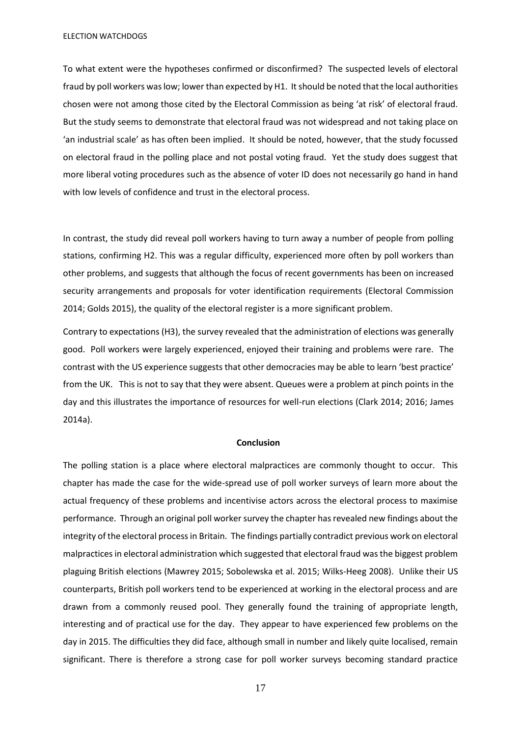To what extent were the hypotheses confirmed or disconfirmed? The suspected levels of electoral fraud by poll workers was low; lower than expected by H1. It should be noted that the local authorities chosen were not among those cited by the Electoral Commission as being 'at risk' of electoral fraud. But the study seems to demonstrate that electoral fraud was not widespread and not taking place on 'an industrial scale' as has often been implied. It should be noted, however, that the study focussed on electoral fraud in the polling place and not postal voting fraud. Yet the study does suggest that more liberal voting procedures such as the absence of voter ID does not necessarily go hand in hand with low levels of confidence and trust in the electoral process.

In contrast, the study did reveal poll workers having to turn away a number of people from polling stations, confirming H2. This was a regular difficulty, experienced more often by poll workers than other problems, and suggests that although the focus of recent governments has been on increased security arrangements and proposals for voter identification requirements (Electoral Commission 2014; Golds 2015), the quality of the electoral register is a more significant problem.

Contrary to expectations (H3), the survey revealed that the administration of elections was generally good. Poll workers were largely experienced, enjoyed their training and problems were rare. The contrast with the US experience suggests that other democracies may be able to learn 'best practice' from the UK. This is not to say that they were absent. Queues were a problem at pinch points in the day and this illustrates the importance of resources for well-run elections (Clark 2014; 2016; James 2014a).

## Conclusion

The polling station is a place where electoral malpractices are commonly thought to occur. This chapter has made the case for the wide-spread use of poll worker surveys of learn more about the actual frequency of these problems and incentivise actors across the electoral process to maximise performance. Through an original poll worker survey the chapter has revealed new findings about the integrity of the electoral process in Britain. The findings partially contradict previous work on electoral malpractices in electoral administration which suggested that electoral fraud was the biggest problem plaguing British elections (Mawrey 2015; Sobolewska et al. 2015; Wilks-Heeg 2008). Unlike their US counterparts, British poll workers tend to be experienced at working in the electoral process and are drawn from a commonly reused pool. They generally found the training of appropriate length, interesting and of practical use for the day. They appear to have experienced few problems on the day in 2015. The difficulties they did face, although small in number and likely quite localised, remain significant. There is therefore a strong case for poll worker surveys becoming standard practice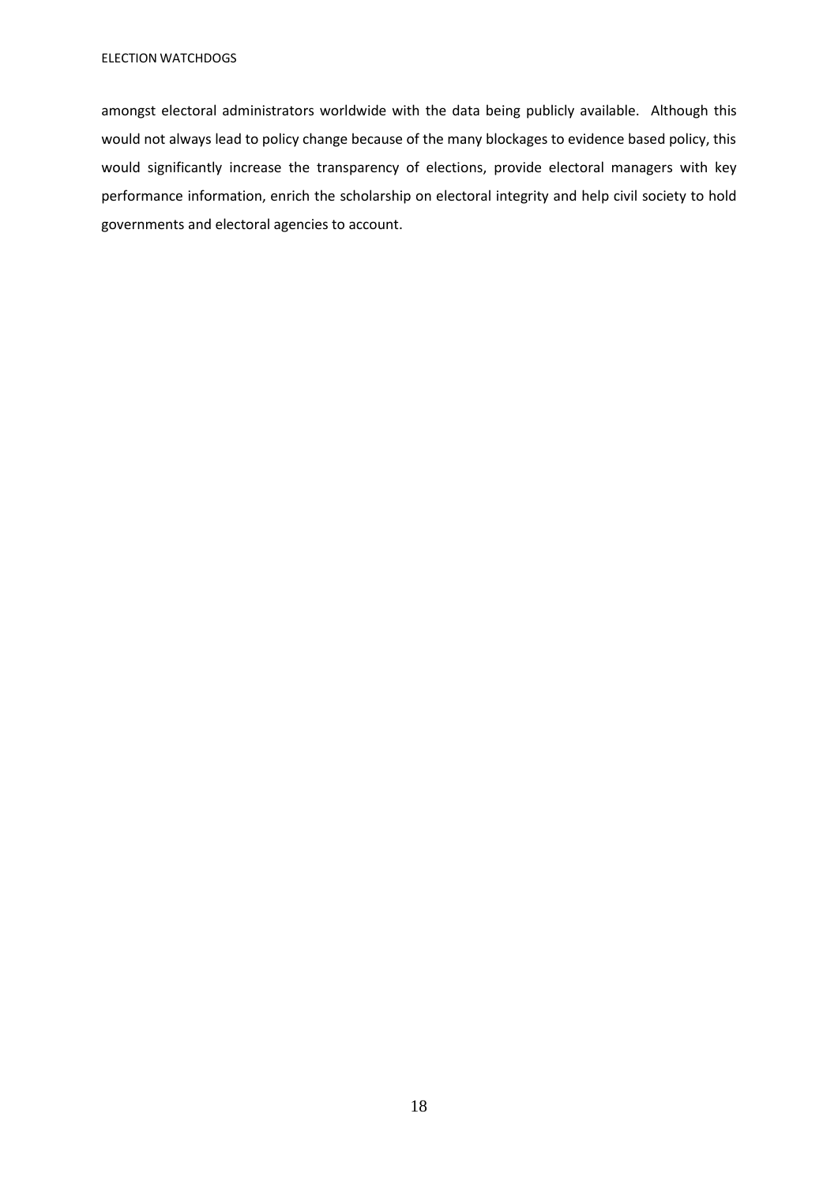amongst electoral administrators worldwide with the data being publicly available. Although this would not always lead to policy change because of the many blockages to evidence based policy, this would significantly increase the transparency of elections, provide electoral managers with key performance information, enrich the scholarship on electoral integrity and help civil society to hold governments and electoral agencies to account.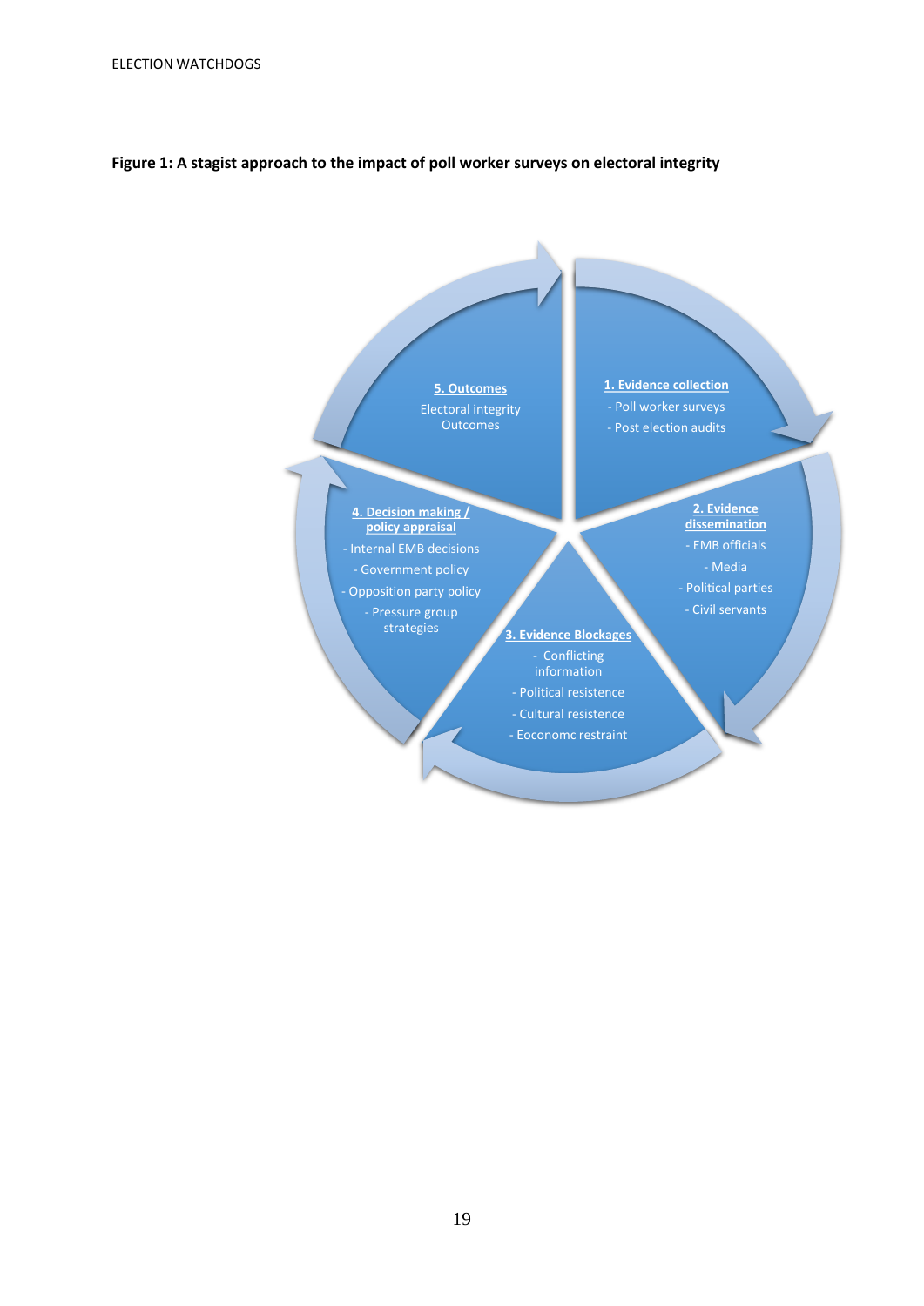**Figure 1: A stagist approach to the impact of poll worker surveys on electoral integrity**

**1. Evidence collection**
- Poll worker surveys
- Post election audits

**2. Evidence dissemination**
- EMB officials
- Media
- Political parties
- Civil servants

**3. Evidence Blockages**
- Conflicting information
- Political resistence
- Cultural resistence
- Eoconomc restraint

**4. Decision making / policy appraisal**
- Internal EMB decisions
- Government policy
- Opposition party policy
- Pressure group strategies

**5. Outcomes**
Electoral integrity Outcomes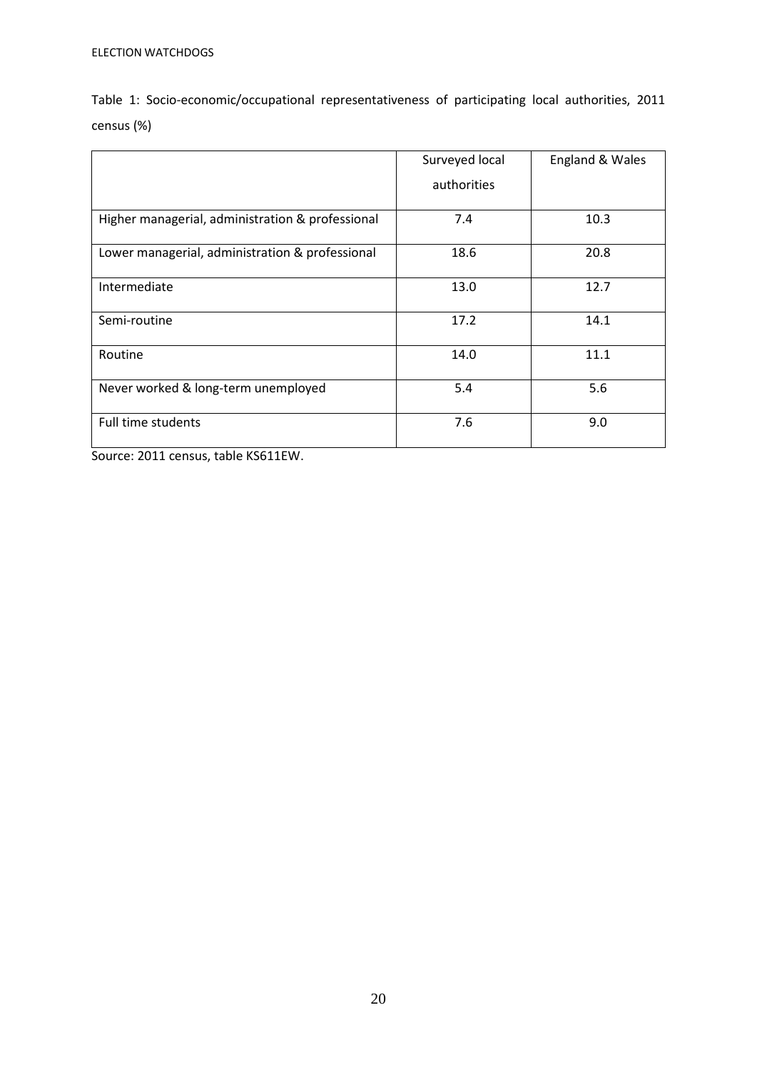Table 1: Socio-economic/occupational representativeness of participating local authorities, 2011 census (%)

| | Surveyed local authorities | England & Wales |
|---|---|---|
| Higher managerial, administration & professional | 7.4 | 10.3 |
| Lower managerial, administration & professional | 18.6 | 20.8 |
| Intermediate | 13.0 | 12.7 |
| Semi-routine | 17.2 | 14.1 |
| Routine | 14.0 | 11.1 |
| Never worked & long-term unemployed | 5.4 | 5.6 |
| Full time students | 7.6 | 9.0 |

Source: 2011 census, table KS611EW.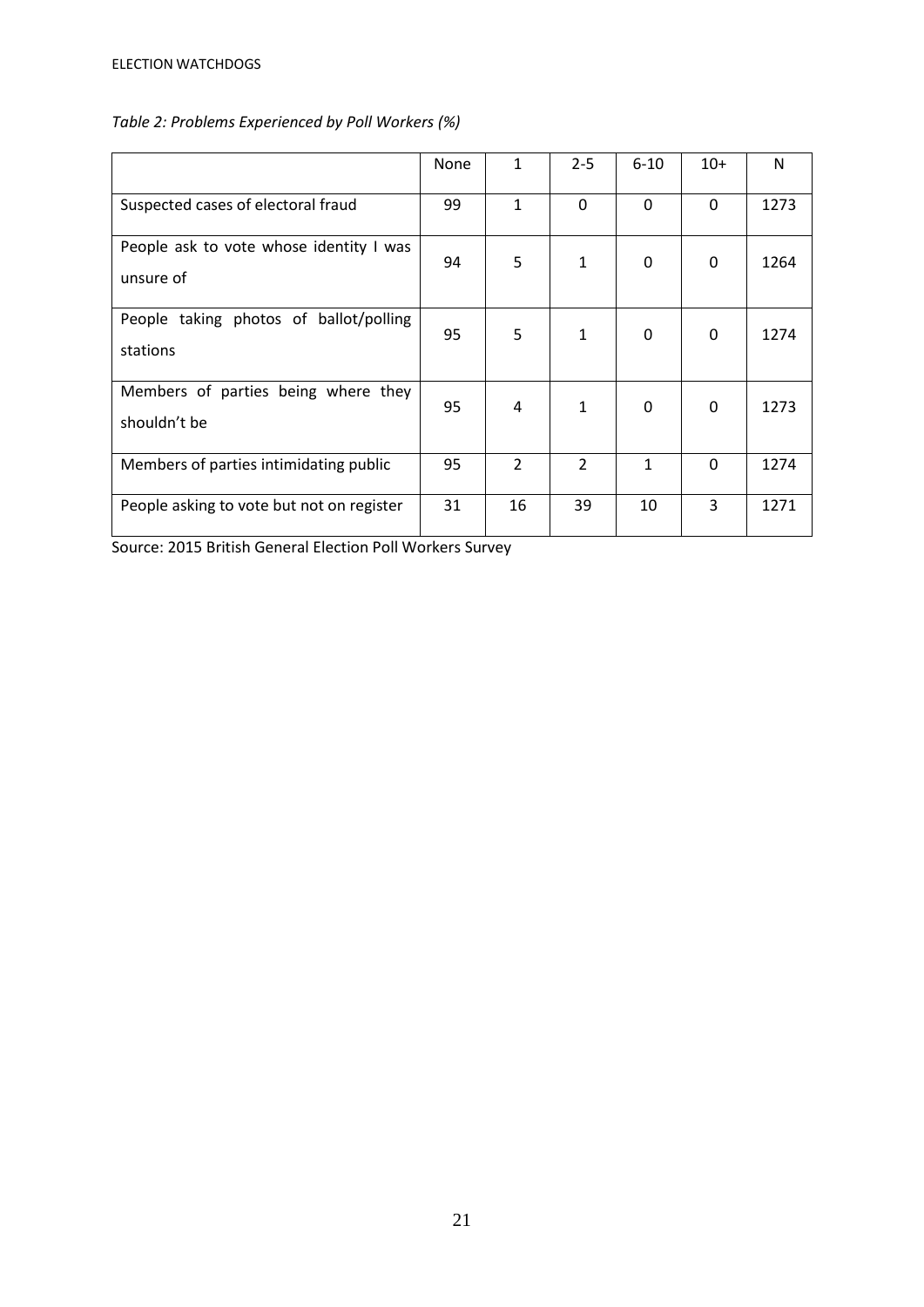*Table 2: Problems Experienced by Poll Workers (%)*

| | None | 1 | 2-5 | 6-10 | 10+ | N |
|---|---|---|---|---|---|---|
| Suspected cases of electoral fraud | 99 | 1 | 0 | 0 | 0 | 1273 |
| People ask to vote whose identity I was unsure of | 94 | 5 | 1 | 0 | 0 | 1264 |
| People taking photos of ballot/polling stations | 95 | 5 | 1 | 0 | 0 | 1274 |
| Members of parties being where they shouldn't be | 95 | 4 | 1 | 0 | 0 | 1273 |
| Members of parties intimidating public | 95 | 2 | 2 | 1 | 0 | 1274 |
| People asking to vote but not on register | 31 | 16 | 39 | 10 | 3 | 1271 |

Source: 2015 British General Election Poll Workers Survey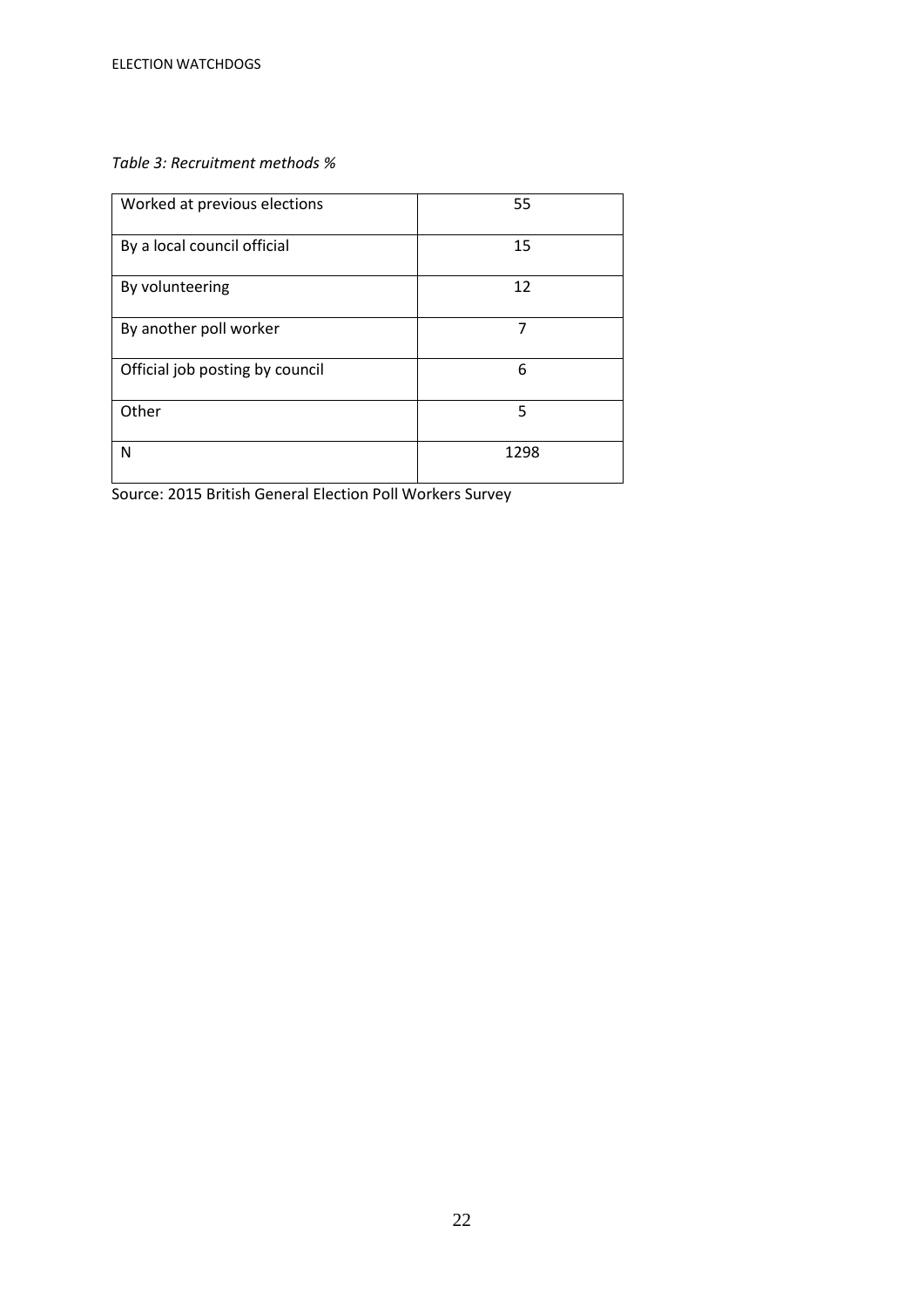*Table 3: Recruitment methods %*

| | |
|---|---|
| Worked at previous elections | 55 |
| By a local council official | 15 |
| By volunteering | 12 |
| By another poll worker | 7 |
| Official job posting by council | 6 |
| Other | 5 |
| N | 1298 |

Source: 2015 British General Election Poll Workers Survey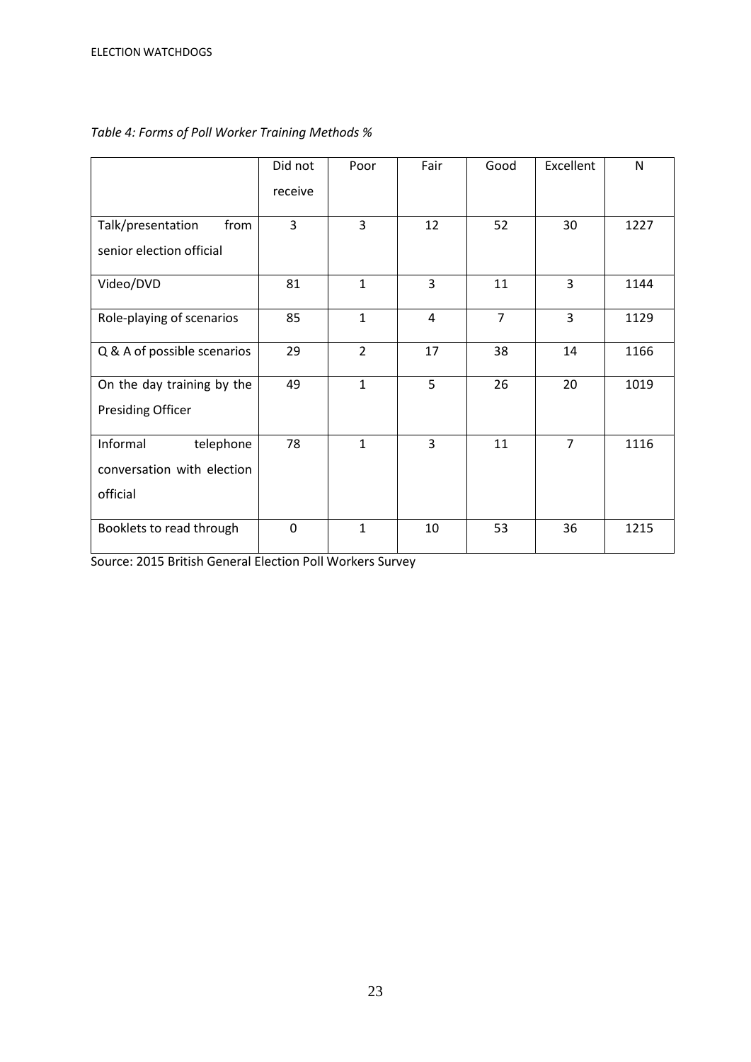*Table 4: Forms of Poll Worker Training Methods %*

| | Did not receive | Poor | Fair | Good | Excellent | N |
|---|---|---|---|---|---|---|
| Talk/presentation from senior election official | 3 | 3 | 12 | 52 | 30 | 1227 |
| Video/DVD | 81 | 1 | 3 | 11 | 3 | 1144 |
| Role-playing of scenarios | 85 | 1 | 4 | 7 | 3 | 1129 |
| Q & A of possible scenarios | 29 | 2 | 17 | 38 | 14 | 1166 |
| On the day training by the Presiding Officer | 49 | 1 | 5 | 26 | 20 | 1019 |
| Informal telephone conversation with election official | 78 | 1 | 3 | 11 | 7 | 1116 |
| Booklets to read through | 0 | 1 | 10 | 53 | 36 | 1215 |

Source: 2015 British General Election Poll Workers Survey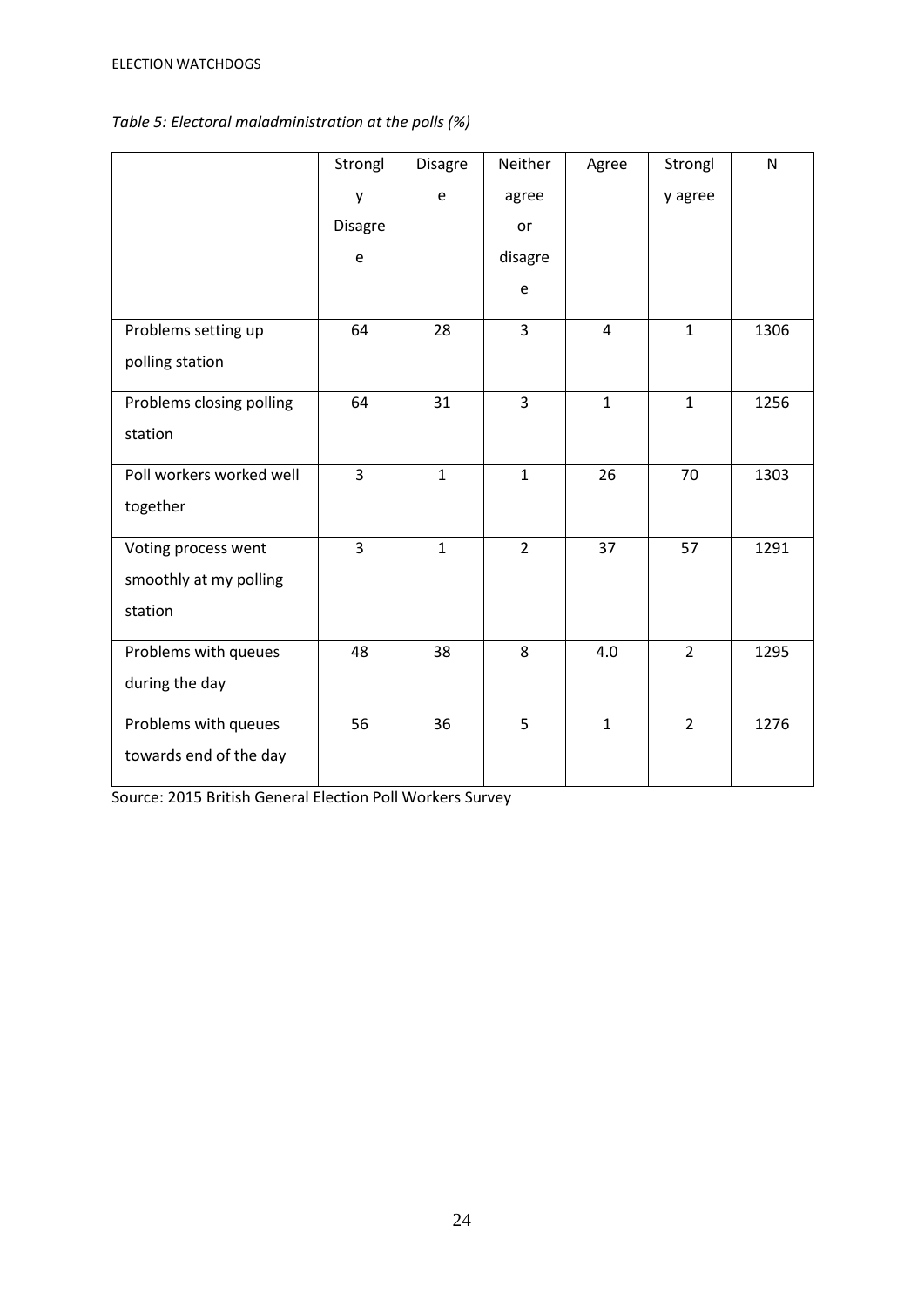*Table 5: Electoral maladministration at the polls (%)*

| | Strongly Disagree | Disagree | Neither agree or disagree | Agree | Strongly agree | N |
|---|---|---|---|---|---|---|
| Problems setting up polling station | 64 | 28 | 3 | 4 | 1 | 1306 |
| Problems closing polling station | 64 | 31 | 3 | 1 | 1 | 1256 |
| Poll workers worked well together | 3 | 1 | 1 | 26 | 70 | 1303 |
| Voting process went smoothly at my polling station | 3 | 1 | 2 | 37 | 57 | 1291 |
| Problems with queues during the day | 48 | 38 | 8 | 4.0 | 2 | 1295 |
| Problems with queues towards end of the day | 56 | 36 | 5 | 1 | 2 | 1276 |

Source: 2015 British General Election Poll Workers Survey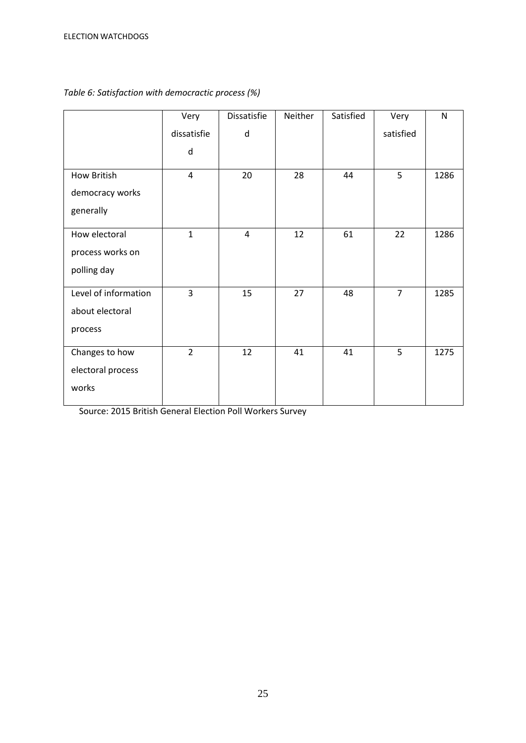*Table 6: Satisfaction with democractic process (%)*

| | Very dissatisfied | Dissatisfied | Neither | Satisfied | Very satisfied | N |
|---|---|---|---|---|---|---|
| How British democracy works generally | 4 | 20 | 28 | 44 | 5 | 1286 |
| How electoral process works on polling day | 1 | 4 | 12 | 61 | 22 | 1286 |
| Level of information about electoral process | 3 | 15 | 27 | 48 | 7 | 1285 |
| Changes to how electoral process works | 2 | 12 | 41 | 41 | 5 | 1275 |

Source: 2015 British General Election Poll Workers Survey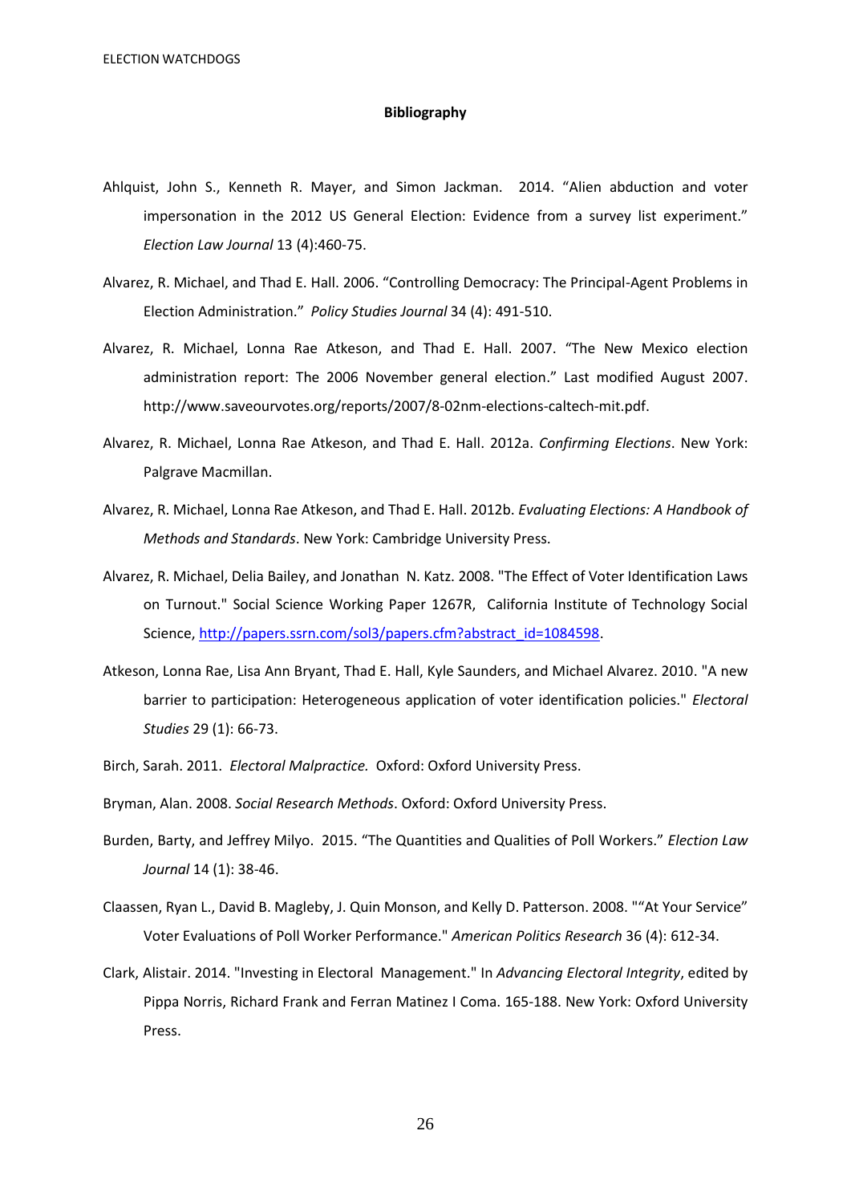**Bibliography**

Ahlquist, John S., Kenneth R. Mayer, and Simon Jackman. 2014. "Alien abduction and voter impersonation in the 2012 US General Election: Evidence from a survey list experiment." *Election Law Journal* 13 (4):460-75.

Alvarez, R. Michael, and Thad E. Hall. 2006. "Controlling Democracy: The Principal-Agent Problems in Election Administration." *Policy Studies Journal* 34 (4): 491-510.

Alvarez, R. Michael, Lonna Rae Atkeson, and Thad E. Hall. 2007. "The New Mexico election administration report: The 2006 November general election." Last modified August 2007. http://www.saveourvotes.org/reports/2007/8-02nm-elections-caltech-mit.pdf.

Alvarez, R. Michael, Lonna Rae Atkeson, and Thad E. Hall. 2012a. *Confirming Elections*. New York: Palgrave Macmillan.

Alvarez, R. Michael, Lonna Rae Atkeson, and Thad E. Hall. 2012b. *Evaluating Elections: A Handbook of Methods and Standards*. New York: Cambridge University Press.

Alvarez, R. Michael, Delia Bailey, and Jonathan N. Katz. 2008. "The Effect of Voter Identification Laws on Turnout." Social Science Working Paper 1267R, California Institute of Technology Social Science, http://papers.ssrn.com/sol3/papers.cfm?abstract_id=1084598.

Atkeson, Lonna Rae, Lisa Ann Bryant, Thad E. Hall, Kyle Saunders, and Michael Alvarez. 2010. "A new barrier to participation: Heterogeneous application of voter identification policies." *Electoral Studies* 29 (1): 66-73.

Birch, Sarah. 2011. *Electoral Malpractice.* Oxford: Oxford University Press.

Bryman, Alan. 2008. *Social Research Methods*. Oxford: Oxford University Press.

Burden, Barty, and Jeffrey Milyo. 2015. "The Quantities and Qualities of Poll Workers." *Election Law Journal* 14 (1): 38-46.

Claassen, Ryan L., David B. Magleby, J. Quin Monson, and Kelly D. Patterson. 2008. ""At Your Service" Voter Evaluations of Poll Worker Performance." *American Politics Research* 36 (4): 612-34.

Clark, Alistair. 2014. "Investing in Electoral Management." In *Advancing Electoral Integrity*, edited by Pippa Norris, Richard Frank and Ferran Matinez I Coma. 165-188. New York: Oxford University Press.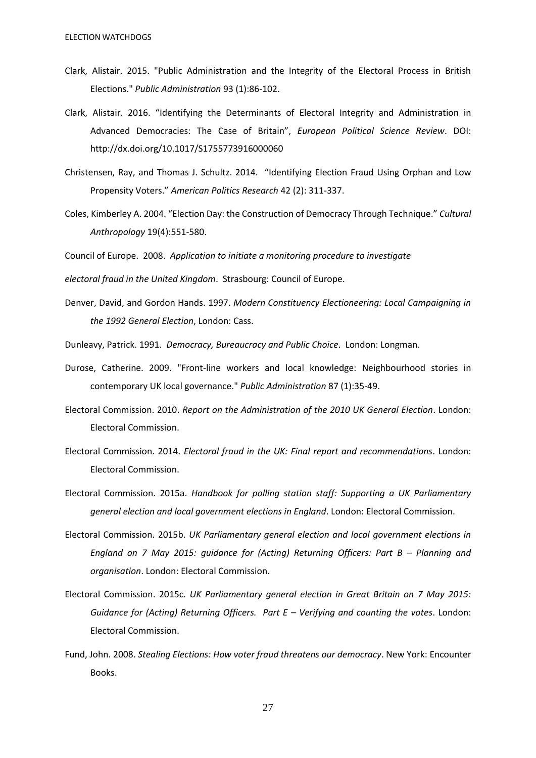Clark, Alistair. 2015. "Public Administration and the Integrity of the Electoral Process in British Elections." *Public Administration* 93 (1):86-102.

Clark, Alistair. 2016. "Identifying the Determinants of Electoral Integrity and Administration in Advanced Democracies: The Case of Britain", *European Political Science Review*. DOI: http://dx.doi.org/10.1017/S1755773916000060

Christensen, Ray, and Thomas J. Schultz. 2014. "Identifying Election Fraud Using Orphan and Low Propensity Voters." *American Politics Research* 42 (2): 311-337.

Coles, Kimberley A. 2004. "Election Day: the Construction of Democracy Through Technique." *Cultural Anthropology* 19(4):551-580.

Council of Europe. 2008. *Application to initiate a monitoring procedure to investigate electoral fraud in the United Kingdom*. Strasbourg: Council of Europe.

Denver, David, and Gordon Hands. 1997. *Modern Constituency Electioneering: Local Campaigning in the 1992 General Election*, London: Cass.

Dunleavy, Patrick. 1991. *Democracy, Bureaucracy and Public Choice*. London: Longman.

Durose, Catherine. 2009. "Front-line workers and local knowledge: Neighbourhood stories in contemporary UK local governance." *Public Administration* 87 (1):35-49.

Electoral Commission. 2010. *Report on the Administration of the 2010 UK General Election*. London: Electoral Commission.

Electoral Commission. 2014. *Electoral fraud in the UK: Final report and recommendations*. London: Electoral Commission.

Electoral Commission. 2015a. *Handbook for polling station staff: Supporting a UK Parliamentary general election and local government elections in England*. London: Electoral Commission.

Electoral Commission. 2015b. *UK Parliamentary general election and local government elections in England on 7 May 2015: guidance for (Acting) Returning Officers: Part B – Planning and organisation*. London: Electoral Commission.

Electoral Commission. 2015c. *UK Parliamentary general election in Great Britain on 7 May 2015: Guidance for (Acting) Returning Officers. Part E – Verifying and counting the votes*. London: Electoral Commission.

Fund, John. 2008. *Stealing Elections: How voter fraud threatens our democracy*. New York: Encounter Books.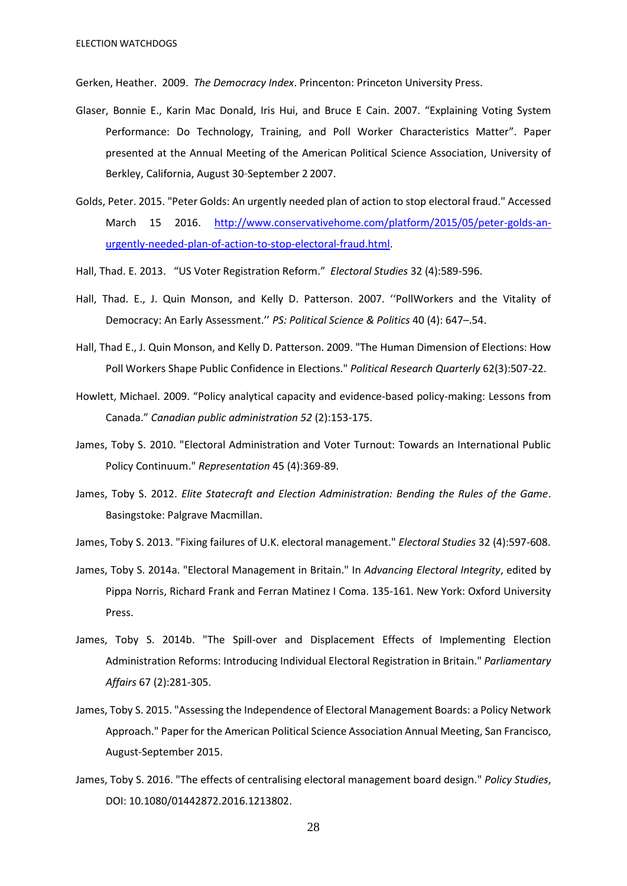Gerken, Heather. 2009. *The Democracy Index*. Princenton: Princeton University Press.

Glaser, Bonnie E., Karin Mac Donald, Iris Hui, and Bruce E Cain. 2007. “Explaining Voting System Performance: Do Technology, Training, and Poll Worker Characteristics Matter”. Paper presented at the Annual Meeting of the American Political Science Association, University of Berkley, California, August 30‑September 2 2007.

Golds, Peter. 2015. "Peter Golds: An urgently needed plan of action to stop electoral fraud." Accessed March 15 2016. [http://www.conservativehome.com/platform/2015/05/peter-golds-an-urgently-needed-plan-of-action-to-stop-electoral-fraud.html](http://www.conservativehome.com/platform/2015/05/peter-golds-an-urgently-needed-plan-of-action-to-stop-electoral-fraud.html).

Hall, Thad. E. 2013. “US Voter Registration Reform.” *Electoral Studies* 32 (4):589-596.

Hall, Thad. E., J. Quin Monson, and Kelly D. Patterson. 2007. ‘‘PollWorkers and the Vitality of Democracy: An Early Assessment.’’ *PS: Political Science & Politics* 40 (4): 647–.54.

Hall, Thad E., J. Quin Monson, and Kelly D. Patterson. 2009. "The Human Dimension of Elections: How Poll Workers Shape Public Confidence in Elections." *Political Research Quarterly* 62(3):507-22.

Howlett, Michael. 2009. “Policy analytical capacity and evidence-based policy-making: Lessons from Canada.” *Canadian public administration 52* (2):153-175.

James, Toby S. 2010. "Electoral Administration and Voter Turnout: Towards an International Public Policy Continuum." *Representation* 45 (4):369-89.

James, Toby S. 2012. *Elite Statecraft and Election Administration: Bending the Rules of the Game*. Basingstoke: Palgrave Macmillan.

James, Toby S. 2013. "Fixing failures of U.K. electoral management." *Electoral Studies* 32 (4):597-608.

James, Toby S. 2014a. "Electoral Management in Britain." In *Advancing Electoral Integrity*, edited by Pippa Norris, Richard Frank and Ferran Matinez I Coma. 135-161. New York: Oxford University Press.

James, Toby S. 2014b. "The Spill-over and Displacement Effects of Implementing Election Administration Reforms: Introducing Individual Electoral Registration in Britain." *Parliamentary Affairs* 67 (2):281-305.

James, Toby S. 2015. "Assessing the Independence of Electoral Management Boards: a Policy Network Approach." Paper for the American Political Science Association Annual Meeting, San Francisco, August-September 2015.

James, Toby S. 2016. "The effects of centralising electoral management board design." *Policy Studies*, DOI: 10.1080/01442872.2016.1213802.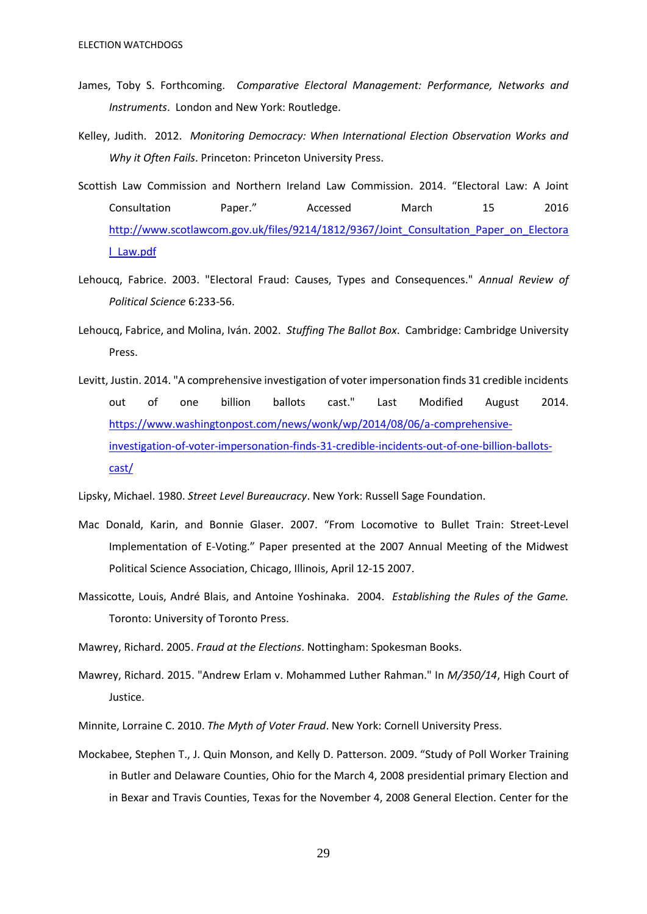James, Toby S. Forthcoming. *Comparative Electoral Management: Performance, Networks and Instruments*. London and New York: Routledge.

Kelley, Judith. 2012. *Monitoring Democracy: When International Election Observation Works and Why it Often Fails*. Princeton: Princeton University Press.

Scottish Law Commission and Northern Ireland Law Commission. 2014. "Electoral Law: A Joint Consultation Paper." Accessed March 15 2016 http://www.scotlawcom.gov.uk/files/9214/1812/9367/Joint_Consultation_Paper_on_Electoral_Law.pdf

Lehoucq, Fabrice. 2003. "Electoral Fraud: Causes, Types and Consequences." *Annual Review of Political Science* 6:233-56.

Lehoucq, Fabrice, and Molina, Iván. 2002. *Stuffing The Ballot Box*. Cambridge: Cambridge University Press.

Levitt, Justin. 2014. "A comprehensive investigation of voter impersonation finds 31 credible incidents out of one billion ballots cast." Last Modified August 2014. https://www.washingtonpost.com/news/wonk/wp/2014/08/06/a-comprehensive-investigation-of-voter-impersonation-finds-31-credible-incidents-out-of-one-billion-ballots-cast/

Lipsky, Michael. 1980. *Street Level Bureaucracy*. New York: Russell Sage Foundation.

Mac Donald, Karin, and Bonnie Glaser. 2007. "From Locomotive to Bullet Train: Street-Level Implementation of E-Voting." Paper presented at the 2007 Annual Meeting of the Midwest Political Science Association, Chicago, Illinois, April 12-15 2007.

Massicotte, Louis, André Blais, and Antoine Yoshinaka. 2004. *Establishing the Rules of the Game.* Toronto: University of Toronto Press.

Mawrey, Richard. 2005. *Fraud at the Elections*. Nottingham: Spokesman Books.

Mawrey, Richard. 2015. "Andrew Erlam v. Mohammed Luther Rahman." In *M/350/14*, High Court of Justice.

Minnite, Lorraine C. 2010. *The Myth of Voter Fraud*. New York: Cornell University Press.

Mockabee, Stephen T., J. Quin Monson, and Kelly D. Patterson. 2009. "Study of Poll Worker Training in Butler and Delaware Counties, Ohio for the March 4, 2008 presidential primary Election and in Bexar and Travis Counties, Texas for the November 4, 2008 General Election. Center for the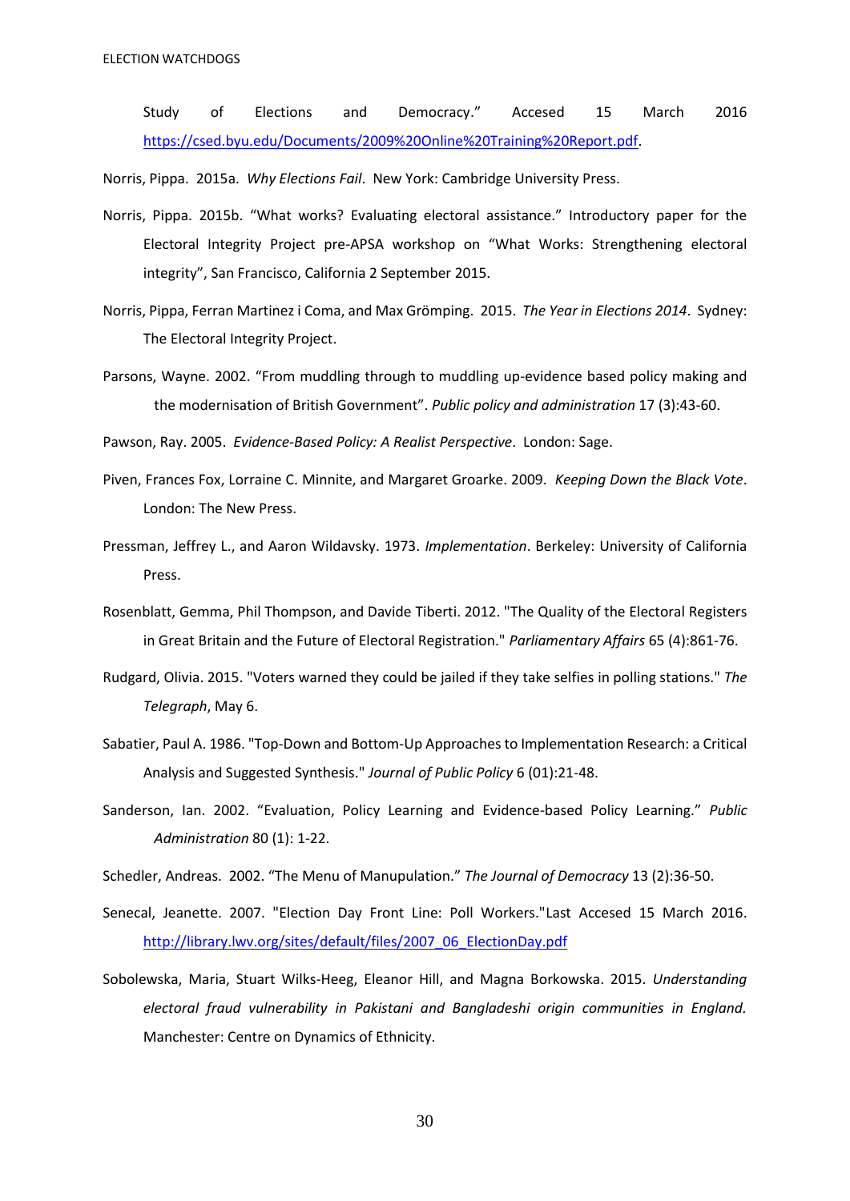Study of Elections and Democracy." Accesed 15 March 2016 https://csed.byu.edu/Documents/2009%20Online%20Training%20Report.pdf.

Norris, Pippa. 2015a. *Why Elections Fail*. New York: Cambridge University Press.

Norris, Pippa. 2015b. "What works? Evaluating electoral assistance." Introductory paper for the Electoral Integrity Project pre-APSA workshop on "What Works: Strengthening electoral integrity", San Francisco, California 2 September 2015.

Norris, Pippa, Ferran Martinez i Coma, and Max Grömping. 2015. *The Year in Elections 2014*. Sydney: The Electoral Integrity Project.

Parsons, Wayne. 2002. "From muddling through to muddling up-evidence based policy making and the modernisation of British Government". *Public policy and administration* 17 (3):43-60.

Pawson, Ray. 2005. *Evidence-Based Policy: A Realist Perspective*. London: Sage.

Piven, Frances Fox, Lorraine C. Minnite, and Margaret Groarke. 2009. *Keeping Down the Black Vote*. London: The New Press.

Pressman, Jeffrey L., and Aaron Wildavsky. 1973. *Implementation*. Berkeley: University of California Press.

Rosenblatt, Gemma, Phil Thompson, and Davide Tiberti. 2012. "The Quality of the Electoral Registers in Great Britain and the Future of Electoral Registration." *Parliamentary Affairs* 65 (4):861-76.

Rudgard, Olivia. 2015. "Voters warned they could be jailed if they take selfies in polling stations." *The Telegraph*, May 6.

Sabatier, Paul A. 1986. "Top-Down and Bottom-Up Approaches to Implementation Research: a Critical Analysis and Suggested Synthesis." *Journal of Public Policy* 6 (01):21-48.

Sanderson, Ian. 2002. "Evaluation, Policy Learning and Evidence-based Policy Learning." *Public Administration* 80 (1): 1-22.

Schedler, Andreas. 2002. "The Menu of Manupulation." *The Journal of Democracy* 13 (2):36-50.

Senecal, Jeanette. 2007. "Election Day Front Line: Poll Workers."Last Accesed 15 March 2016. http://library.lwv.org/sites/default/files/2007_06_ElectionDay.pdf

Sobolewska, Maria, Stuart Wilks-Heeg, Eleanor Hill, and Magna Borkowska. 2015. *Understanding electoral fraud vulnerability in Pakistani and Bangladeshi origin communities in England.* Manchester: Centre on Dynamics of Ethnicity.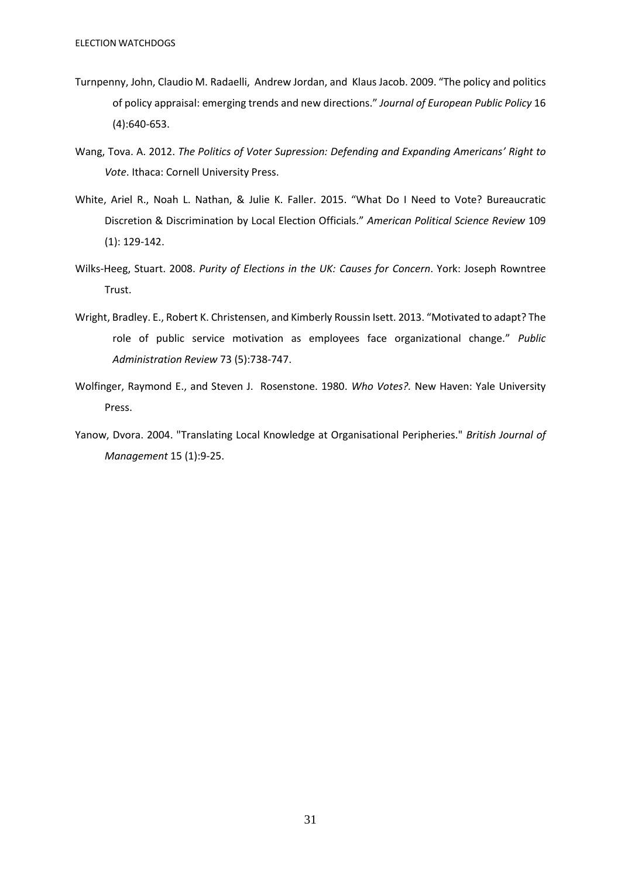Turnpenny, John, Claudio M. Radaelli, Andrew Jordan, and Klaus Jacob. 2009. "The policy and politics of policy appraisal: emerging trends and new directions." *Journal of European Public Policy* 16 (4):640-653.

Wang, Tova. A. 2012. *The Politics of Voter Supression: Defending and Expanding Americans' Right to Vote*. Ithaca: Cornell University Press.

White, Ariel R., Noah L. Nathan, & Julie K. Faller. 2015. "What Do I Need to Vote? Bureaucratic Discretion & Discrimination by Local Election Officials." *American Political Science Review* 109 (1): 129-142.

Wilks-Heeg, Stuart. 2008. *Purity of Elections in the UK: Causes for Concern*. York: Joseph Rowntree Trust.

Wright, Bradley. E., Robert K. Christensen, and Kimberly Roussin Isett. 2013. "Motivated to adapt? The role of public service motivation as employees face organizational change." *Public Administration Review* 73 (5):738-747.

Wolfinger, Raymond E., and Steven J. Rosenstone. 1980. *Who Votes?.* New Haven: Yale University Press.

Yanow, Dvora. 2004. "Translating Local Knowledge at Organisational Peripheries." *British Journal of Management* 15 (1):9-25.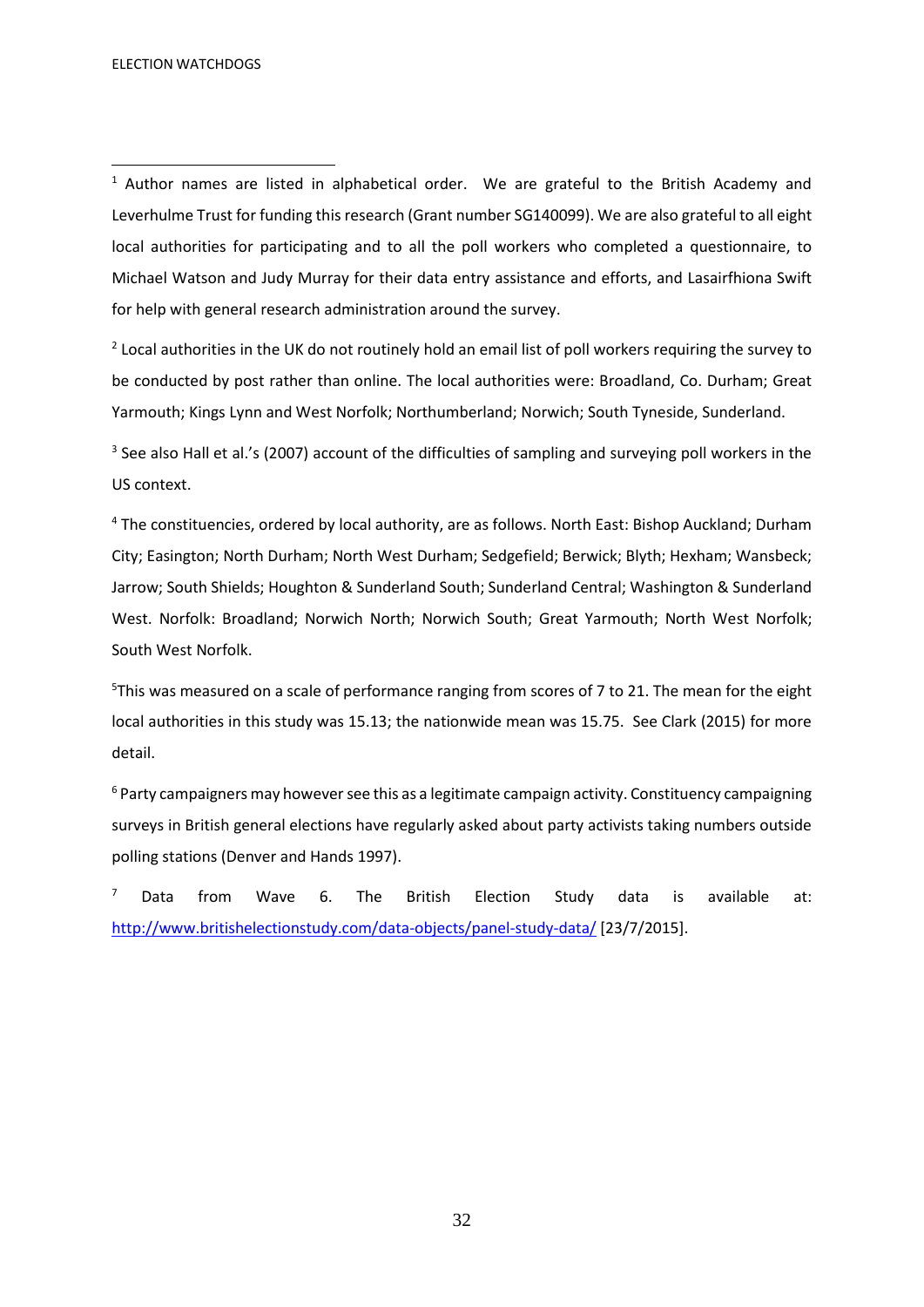[1] Author names are listed in alphabetical order. We are grateful to the British Academy and Leverhulme Trust for funding this research (Grant number SG140099). We are also grateful to all eight local authorities for participating and to all the poll workers who completed a questionnaire, to Michael Watson and Judy Murray for their data entry assistance and efforts, and Lasairfhiona Swift for help with general research administration around the survey.

[2] Local authorities in the UK do not routinely hold an email list of poll workers requiring the survey to be conducted by post rather than online. The local authorities were: Broadland, Co. Durham; Great Yarmouth; Kings Lynn and West Norfolk; Northumberland; Norwich; South Tyneside, Sunderland.

[3] See also Hall et al.'s (2007) account of the difficulties of sampling and surveying poll workers in the US context.

[4] The constituencies, ordered by local authority, are as follows. North East: Bishop Auckland; Durham City; Easington; North Durham; North West Durham; Sedgefield; Berwick; Blyth; Hexham; Wansbeck; Jarrow; South Shields; Houghton & Sunderland South; Sunderland Central; Washington & Sunderland West. Norfolk: Broadland; Norwich North; Norwich South; Great Yarmouth; North West Norfolk; South West Norfolk.

[5] This was measured on a scale of performance ranging from scores of 7 to 21. The mean for the eight local authorities in this study was 15.13; the nationwide mean was 15.75. See Clark (2015) for more detail.

[6] Party campaigners may however see this as a legitimate campaign activity. Constituency campaigning surveys in British general elections have regularly asked about party activists taking numbers outside polling stations (Denver and Hands 1997).

[7] Data from Wave 6. The British Election Study data is available at: http://www.britishelectionstudy.com/data-objects/panel-study-data/ [23/7/2015].